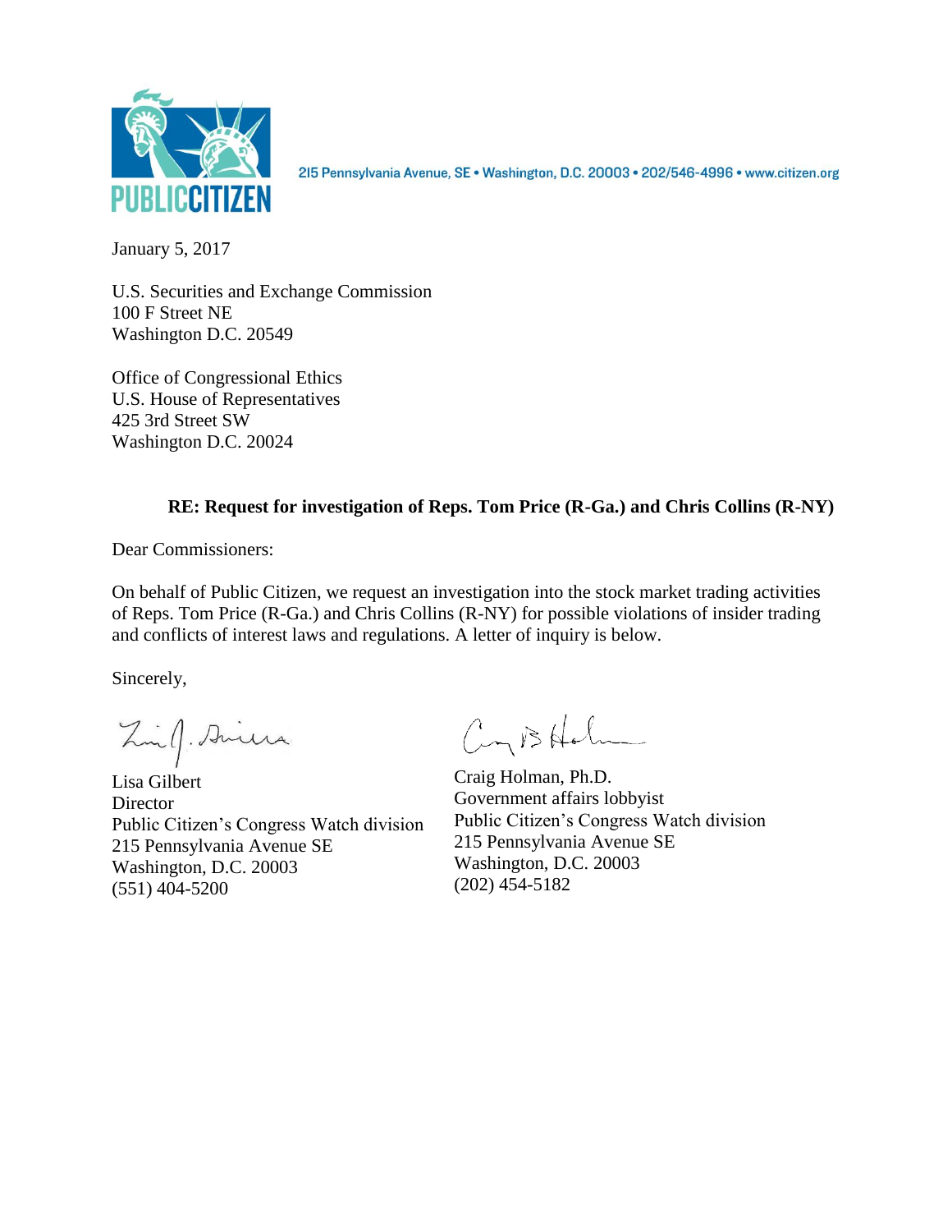PUBLIC CITIZEN

215 Pennsylvania Avenue, SE • Washington, D.C. 20003 • 202/546-4996 • www.citizen.org

January 5, 2017

U.S. Securities and Exchange Commission
100 F Street NE
Washington D.C. 20549

Office of Congressional Ethics
U.S. House of Representatives
425 3rd Street SW
Washington D.C. 20024

**RE: Request for investigation of Reps. Tom Price (R-Ga.) and Chris Collins (R-NY)**

Dear Commissioners:

On behalf of Public Citizen, we request an investigation into the stock market trading activities of Reps. Tom Price (R-Ga.) and Chris Collins (R-NY) for possible violations of insider trading and conflicts of interest laws and regulations. A letter of inquiry is below.

Sincerely,

Lisa Gilbert
Director
Public Citizen's Congress Watch division
215 Pennsylvania Avenue SE
Washington, D.C. 20003
(551) 404-5200

Craig Holman, Ph.D.
Government affairs lobbyist
Public Citizen's Congress Watch division
215 Pennsylvania Avenue SE
Washington, D.C. 20003
(202) 454-5182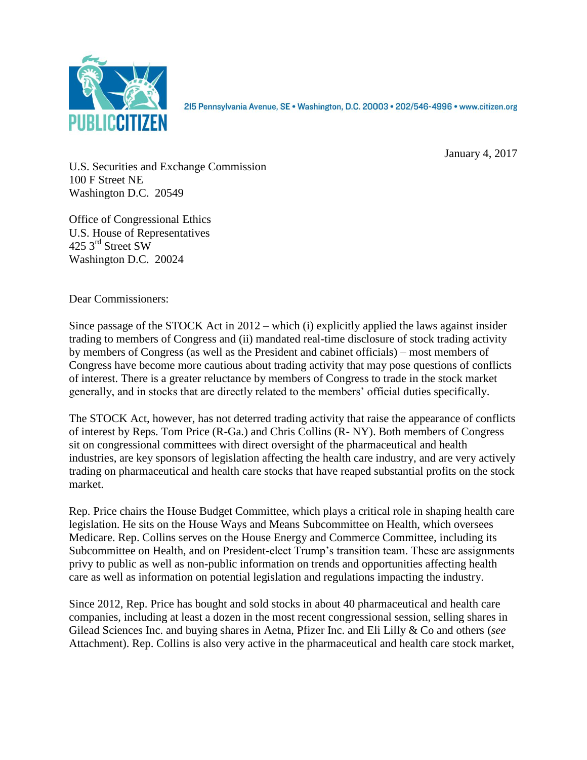215 Pennsylvania Avenue, SE • Washington, D.C. 20003 • 202/546-4996 • www.citizen.org

January 4, 2017

U.S. Securities and Exchange Commission
100 F Street NE
Washington D.C. 20549

Office of Congressional Ethics
U.S. House of Representatives
425 3rd Street SW
Washington D.C. 20024

Dear Commissioners:

Since passage of the STOCK Act in 2012 – which (i) explicitly applied the laws against insider trading to members of Congress and (ii) mandated real-time disclosure of stock trading activity by members of Congress (as well as the President and cabinet officials) – most members of Congress have become more cautious about trading activity that may pose questions of conflicts of interest. There is a greater reluctance by members of Congress to trade in the stock market generally, and in stocks that are directly related to the members' official duties specifically.

The STOCK Act, however, has not deterred trading activity that raise the appearance of conflicts of interest by Reps. Tom Price (R-Ga.) and Chris Collins (R- NY). Both members of Congress sit on congressional committees with direct oversight of the pharmaceutical and health industries, are key sponsors of legislation affecting the health care industry, and are very actively trading on pharmaceutical and health care stocks that have reaped substantial profits on the stock market.

Rep. Price chairs the House Budget Committee, which plays a critical role in shaping health care legislation. He sits on the House Ways and Means Subcommittee on Health, which oversees Medicare. Rep. Collins serves on the House Energy and Commerce Committee, including its Subcommittee on Health, and on President-elect Trump's transition team. These are assignments privy to public as well as non-public information on trends and opportunities affecting health care as well as information on potential legislation and regulations impacting the industry.

Since 2012, Rep. Price has bought and sold stocks in about 40 pharmaceutical and health care companies, including at least a dozen in the most recent congressional session, selling shares in Gilead Sciences Inc. and buying shares in Aetna, Pfizer Inc. and Eli Lilly & Co and others (*see* Attachment). Rep. Collins is also very active in the pharmaceutical and health care stock market,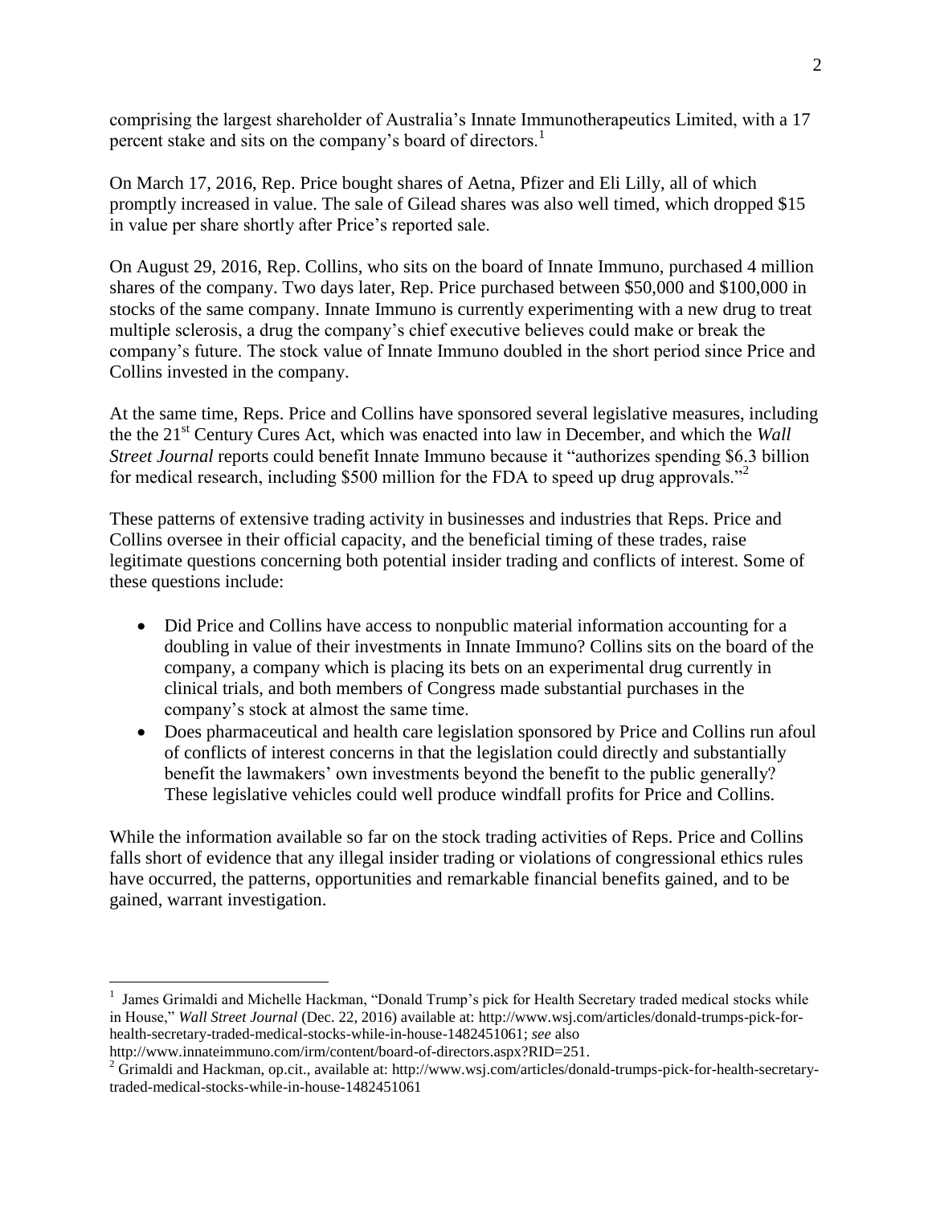comprising the largest shareholder of Australia's Innate Immunotherapeutics Limited, with a 17 percent stake and sits on the company's board of directors.[1]

On March 17, 2016, Rep. Price bought shares of Aetna, Pfizer and Eli Lilly, all of which promptly increased in value. The sale of Gilead shares was also well timed, which dropped $15 in value per share shortly after Price's reported sale.

On August 29, 2016, Rep. Collins, who sits on the board of Innate Immuno, purchased 4 million shares of the company. Two days later, Rep. Price purchased between $50,000 and $100,000 in stocks of the same company. Innate Immuno is currently experimenting with a new drug to treat multiple sclerosis, a drug the company's chief executive believes could make or break the company's future. The stock value of Innate Immuno doubled in the short period since Price and Collins invested in the company.

At the same time, Reps. Price and Collins have sponsored several legislative measures, including the the 21st Century Cures Act, which was enacted into law in December, and which the *Wall Street Journal* reports could benefit Innate Immuno because it "authorizes spending $6.3 billion for medical research, including $500 million for the FDA to speed up drug approvals."[2]

These patterns of extensive trading activity in businesses and industries that Reps. Price and Collins oversee in their official capacity, and the beneficial timing of these trades, raise legitimate questions concerning both potential insider trading and conflicts of interest. Some of these questions include:

- Did Price and Collins have access to nonpublic material information accounting for a doubling in value of their investments in Innate Immuno? Collins sits on the board of the company, a company which is placing its bets on an experimental drug currently in clinical trials, and both members of Congress made substantial purchases in the company's stock at almost the same time.
- Does pharmaceutical and health care legislation sponsored by Price and Collins run afoul of conflicts of interest concerns in that the legislation could directly and substantially benefit the lawmakers' own investments beyond the benefit to the public generally? These legislative vehicles could well produce windfall profits for Price and Collins.

While the information available so far on the stock trading activities of Reps. Price and Collins falls short of evidence that any illegal insider trading or violations of congressional ethics rules have occurred, the patterns, opportunities and remarkable financial benefits gained, and to be gained, warrant investigation.

---

[1] James Grimaldi and Michelle Hackman, "Donald Trump's pick for Health Secretary traded medical stocks while in House," *Wall Street Journal* (Dec. 22, 2016) available at: http://www.wsj.com/articles/donald-trumps-pick-for-health-secretary-traded-medical-stocks-while-in-house-1482451061; *see* also http://www.innateimmuno.com/irm/content/board-of-directors.aspx?RID=251.

[2] Grimaldi and Hackman, op.cit., available at: http://www.wsj.com/articles/donald-trumps-pick-for-health-secretary-traded-medical-stocks-while-in-house-1482451061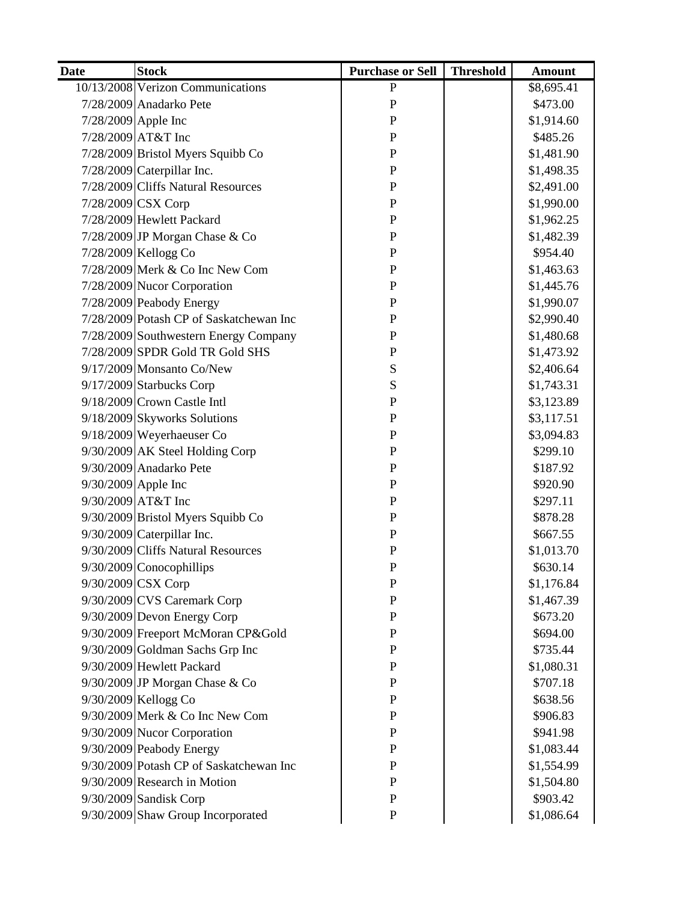| Date | Stock | Purchase or Sell | Threshold | Amount |
|---|---|---|---|---|
| 10/13/2008 | Verizon Communications | P | | $8,695.41 |
| 7/28/2009 | Anadarko Pete | P | | $473.00 |
| 7/28/2009 | Apple Inc | P | | $1,914.60 |
| 7/28/2009 | AT&T Inc | P | | $485.26 |
| 7/28/2009 | Bristol Myers Squibb Co | P | | $1,481.90 |
| 7/28/2009 | Caterpillar Inc. | P | | $1,498.35 |
| 7/28/2009 | Cliffs Natural Resources | P | | $2,491.00 |
| 7/28/2009 | CSX Corp | P | | $1,990.00 |
| 7/28/2009 | Hewlett Packard | P | | $1,962.25 |
| 7/28/2009 | JP Morgan Chase & Co | P | | $1,482.39 |
| 7/28/2009 | Kellogg Co | P | | $954.40 |
| 7/28/2009 | Merk & Co Inc New Com | P | | $1,463.63 |
| 7/28/2009 | Nucor Corporation | P | | $1,445.76 |
| 7/28/2009 | Peabody Energy | P | | $1,990.07 |
| 7/28/2009 | Potash CP of Saskatchewan Inc | P | | $2,990.40 |
| 7/28/2009 | Southwestern Energy Company | P | | $1,480.68 |
| 7/28/2009 | SPDR Gold TR Gold SHS | P | | $1,473.92 |
| 9/17/2009 | Monsanto Co/New | S | | $2,406.64 |
| 9/17/2009 | Starbucks Corp | S | | $1,743.31 |
| 9/18/2009 | Crown Castle Intl | P | | $3,123.89 |
| 9/18/2009 | Skyworks Solutions | P | | $3,117.51 |
| 9/18/2009 | Weyerhaeuser Co | P | | $3,094.83 |
| 9/30/2009 | AK Steel Holding Corp | P | | $299.10 |
| 9/30/2009 | Anadarko Pete | P | | $187.92 |
| 9/30/2009 | Apple Inc | P | | $920.90 |
| 9/30/2009 | AT&T Inc | P | | $297.11 |
| 9/30/2009 | Bristol Myers Squibb Co | P | | $878.28 |
| 9/30/2009 | Caterpillar Inc. | P | | $667.55 |
| 9/30/2009 | Cliffs Natural Resources | P | | $1,013.70 |
| 9/30/2009 | Conocophillips | P | | $630.14 |
| 9/30/2009 | CSX Corp | P | | $1,176.84 |
| 9/30/2009 | CVS Caremark Corp | P | | $1,467.39 |
| 9/30/2009 | Devon Energy Corp | P | | $673.20 |
| 9/30/2009 | Freeport McMoran CP&Gold | P | | $694.00 |
| 9/30/2009 | Goldman Sachs Grp Inc | P | | $735.44 |
| 9/30/2009 | Hewlett Packard | P | | $1,080.31 |
| 9/30/2009 | JP Morgan Chase & Co | P | | $707.18 |
| 9/30/2009 | Kellogg Co | P | | $638.56 |
| 9/30/2009 | Merk & Co Inc New Com | P | | $906.83 |
| 9/30/2009 | Nucor Corporation | P | | $941.98 |
| 9/30/2009 | Peabody Energy | P | | $1,083.44 |
| 9/30/2009 | Potash CP of Saskatchewan Inc | P | | $1,554.99 |
| 9/30/2009 | Research in Motion | P | | $1,504.80 |
| 9/30/2009 | Sandisk Corp | P | | $903.42 |
| 9/30/2009 | Shaw Group Incorporated | P | | $1,086.64 |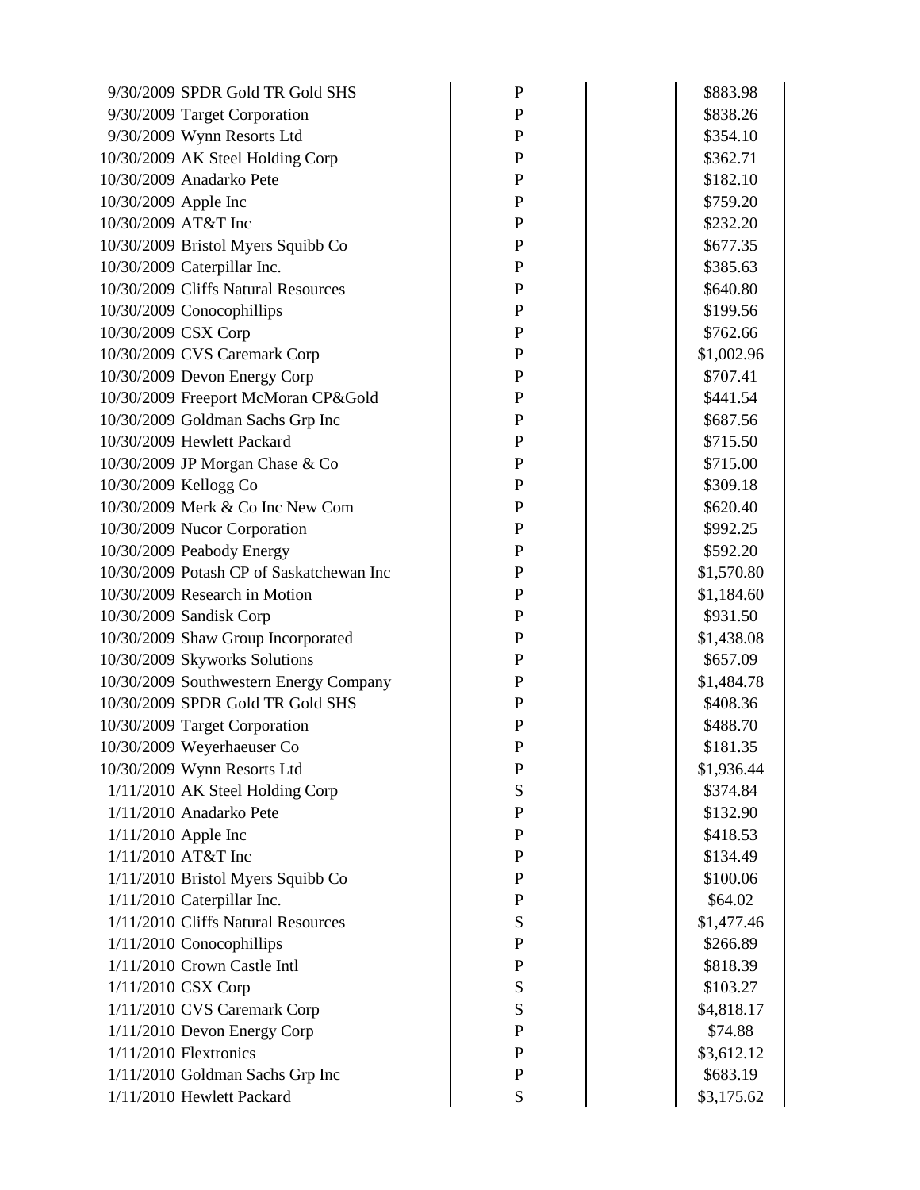| | | | | |
|---|---|---|---|---|
| 9/30/2009 | SPDR Gold TR Gold SHS | P | | $883.98 |
| 9/30/2009 | Target Corporation | P | | $838.26 |
| 9/30/2009 | Wynn Resorts Ltd | P | | $354.10 |
| 10/30/2009 | AK Steel Holding Corp | P | | $362.71 |
| 10/30/2009 | Anadarko Pete | P | | $182.10 |
| 10/30/2009 | Apple Inc | P | | $759.20 |
| 10/30/2009 | AT&T Inc | P | | $232.20 |
| 10/30/2009 | Bristol Myers Squibb Co | P | | $677.35 |
| 10/30/2009 | Caterpillar Inc. | P | | $385.63 |
| 10/30/2009 | Cliffs Natural Resources | P | | $640.80 |
| 10/30/2009 | Conocophillips | P | | $199.56 |
| 10/30/2009 | CSX Corp | P | | $762.66 |
| 10/30/2009 | CVS Caremark Corp | P | | $1,002.96 |
| 10/30/2009 | Devon Energy Corp | P | | $707.41 |
| 10/30/2009 | Freeport McMoran CP&Gold | P | | $441.54 |
| 10/30/2009 | Goldman Sachs Grp Inc | P | | $687.56 |
| 10/30/2009 | Hewlett Packard | P | | $715.50 |
| 10/30/2009 | JP Morgan Chase & Co | P | | $715.00 |
| 10/30/2009 | Kellogg Co | P | | $309.18 |
| 10/30/2009 | Merk & Co Inc New Com | P | | $620.40 |
| 10/30/2009 | Nucor Corporation | P | | $992.25 |
| 10/30/2009 | Peabody Energy | P | | $592.20 |
| 10/30/2009 | Potash CP of Saskatchewan Inc | P | | $1,570.80 |
| 10/30/2009 | Research in Motion | P | | $1,184.60 |
| 10/30/2009 | Sandisk Corp | P | | $931.50 |
| 10/30/2009 | Shaw Group Incorporated | P | | $1,438.08 |
| 10/30/2009 | Skyworks Solutions | P | | $657.09 |
| 10/30/2009 | Southwestern Energy Company | P | | $1,484.78 |
| 10/30/2009 | SPDR Gold TR Gold SHS | P | | $408.36 |
| 10/30/2009 | Target Corporation | P | | $488.70 |
| 10/30/2009 | Weyerhaeuser Co | P | | $181.35 |
| 10/30/2009 | Wynn Resorts Ltd | P | | $1,936.44 |
| 1/11/2010 | AK Steel Holding Corp | S | | $374.84 |
| 1/11/2010 | Anadarko Pete | P | | $132.90 |
| 1/11/2010 | Apple Inc | P | | $418.53 |
| 1/11/2010 | AT&T Inc | P | | $134.49 |
| 1/11/2010 | Bristol Myers Squibb Co | P | | $100.06 |
| 1/11/2010 | Caterpillar Inc. | P | | $64.02 |
| 1/11/2010 | Cliffs Natural Resources | S | | $1,477.46 |
| 1/11/2010 | Conocophillips | P | | $266.89 |
| 1/11/2010 | Crown Castle Intl | P | | $818.39 |
| 1/11/2010 | CSX Corp | S | | $103.27 |
| 1/11/2010 | CVS Caremark Corp | S | | $4,818.17 |
| 1/11/2010 | Devon Energy Corp | P | | $74.88 |
| 1/11/2010 | Flextronics | P | | $3,612.12 |
| 1/11/2010 | Goldman Sachs Grp Inc | P | | $683.19 |
| 1/11/2010 | Hewlett Packard | S | | $3,175.62 |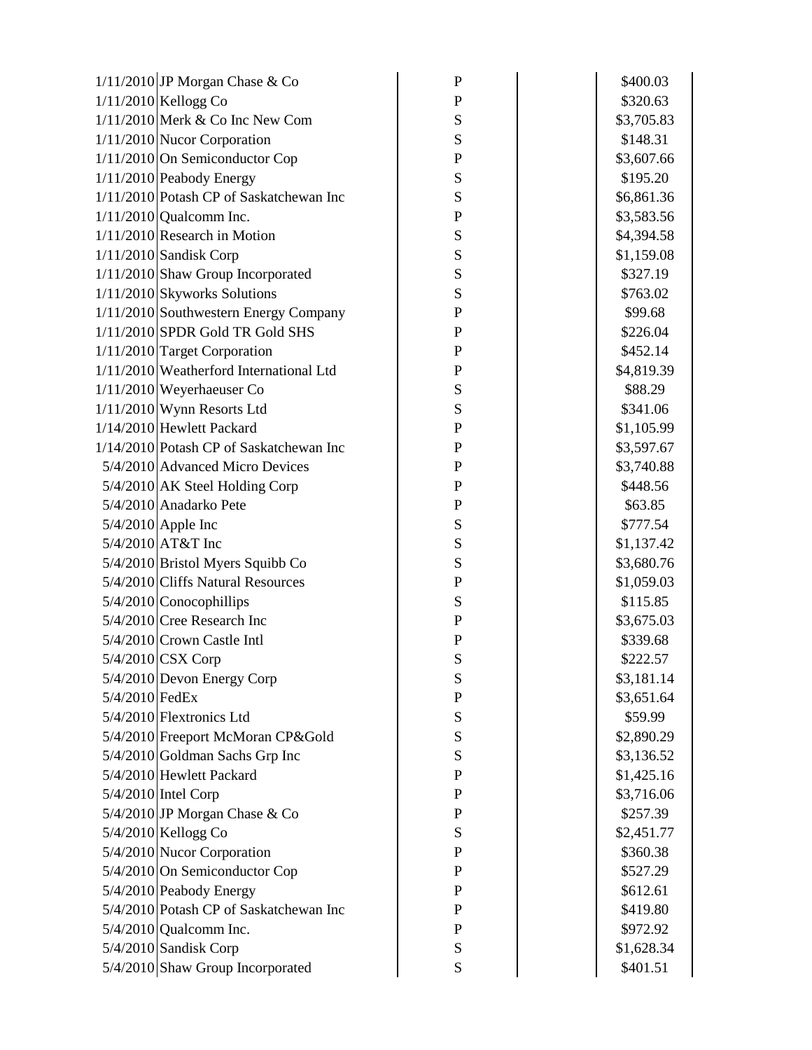| | | | | |
|---|---|---|---|---|
| 1/11/2010 | JP Morgan Chase & Co | P | | $400.03 |
| 1/11/2010 | Kellogg Co | P | | $320.63 |
| 1/11/2010 | Merk & Co Inc New Com | S | | $3,705.83 |
| 1/11/2010 | Nucor Corporation | S | | $148.31 |
| 1/11/2010 | On Semiconductor Cop | P | | $3,607.66 |
| 1/11/2010 | Peabody Energy | S | | $195.20 |
| 1/11/2010 | Potash CP of Saskatchewan Inc | S | | $6,861.36 |
| 1/11/2010 | Qualcomm Inc. | P | | $3,583.56 |
| 1/11/2010 | Research in Motion | S | | $4,394.58 |
| 1/11/2010 | Sandisk Corp | S | | $1,159.08 |
| 1/11/2010 | Shaw Group Incorporated | S | | $327.19 |
| 1/11/2010 | Skyworks Solutions | S | | $763.02 |
| 1/11/2010 | Southwestern Energy Company | P | | $99.68 |
| 1/11/2010 | SPDR Gold TR Gold SHS | P | | $226.04 |
| 1/11/2010 | Target Corporation | P | | $452.14 |
| 1/11/2010 | Weatherford International Ltd | P | | $4,819.39 |
| 1/11/2010 | Weyerhaeuser Co | S | | $88.29 |
| 1/11/2010 | Wynn Resorts Ltd | S | | $341.06 |
| 1/14/2010 | Hewlett Packard | P | | $1,105.99 |
| 1/14/2010 | Potash CP of Saskatchewan Inc | P | | $3,597.67 |
| 5/4/2010 | Advanced Micro Devices | P | | $3,740.88 |
| 5/4/2010 | AK Steel Holding Corp | P | | $448.56 |
| 5/4/2010 | Anadarko Pete | P | | $63.85 |
| 5/4/2010 | Apple Inc | S | | $777.54 |
| 5/4/2010 | AT&T Inc | S | | $1,137.42 |
| 5/4/2010 | Bristol Myers Squibb Co | S | | $3,680.76 |
| 5/4/2010 | Cliffs Natural Resources | P | | $1,059.03 |
| 5/4/2010 | Conocophillips | S | | $115.85 |
| 5/4/2010 | Cree Research Inc | P | | $3,675.03 |
| 5/4/2010 | Crown Castle Intl | P | | $339.68 |
| 5/4/2010 | CSX Corp | S | | $222.57 |
| 5/4/2010 | Devon Energy Corp | S | | $3,181.14 |
| 5/4/2010 | FedEx | P | | $3,651.64 |
| 5/4/2010 | Flextronics Ltd | S | | $59.99 |
| 5/4/2010 | Freeport McMoran CP&Gold | S | | $2,890.29 |
| 5/4/2010 | Goldman Sachs Grp Inc | S | | $3,136.52 |
| 5/4/2010 | Hewlett Packard | P | | $1,425.16 |
| 5/4/2010 | Intel Corp | P | | $3,716.06 |
| 5/4/2010 | JP Morgan Chase & Co | P | | $257.39 |
| 5/4/2010 | Kellogg Co | S | | $2,451.77 |
| 5/4/2010 | Nucor Corporation | P | | $360.38 |
| 5/4/2010 | On Semiconductor Cop | P | | $527.29 |
| 5/4/2010 | Peabody Energy | P | | $612.61 |
| 5/4/2010 | Potash CP of Saskatchewan Inc | P | | $419.80 |
| 5/4/2010 | Qualcomm Inc. | P | | $972.92 |
| 5/4/2010 | Sandisk Corp | S | | $1,628.34 |
| 5/4/2010 | Shaw Group Incorporated | S | | $401.51 |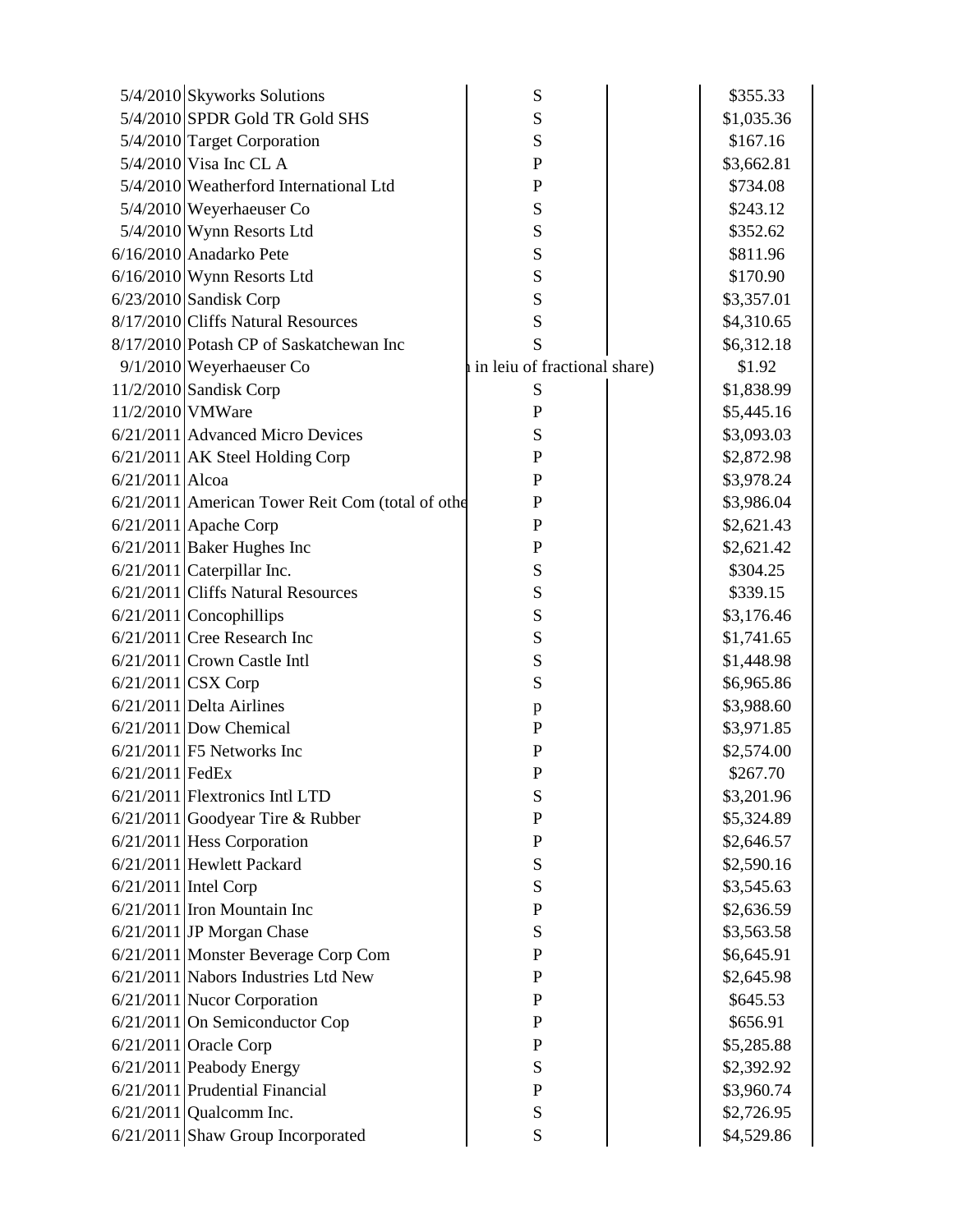| | | | | |
|---|---|---|---|---|
| 5/4/2010 | Skyworks Solutions | S | | $355.33 |
| 5/4/2010 | SPDR Gold TR Gold SHS | S | | $1,035.36 |
| 5/4/2010 | Target Corporation | S | | $167.16 |
| 5/4/2010 | Visa Inc CL A | P | | $3,662.81 |
| 5/4/2010 | Weatherford International Ltd | P | | $734.08 |
| 5/4/2010 | Weyerhaeuser Co | S | | $243.12 |
| 5/4/2010 | Wynn Resorts Ltd | S | | $352.62 |
| 6/16/2010 | Anadarko Pete | S | | $811.96 |
| 6/16/2010 | Wynn Resorts Ltd | S | | $170.90 |
| 6/23/2010 | Sandisk Corp | S | | $3,357.01 |
| 8/17/2010 | Cliffs Natural Resources | S | | $4,310.65 |
| 8/17/2010 | Potash CP of Saskatchewan Inc | S | | $6,312.18 |
| 9/1/2010 | Weyerhaeuser Co | in leiu of fractional share) | | $1.92 |
| 11/2/2010 | Sandisk Corp | S | | $1,838.99 |
| 11/2/2010 | VMWare | P | | $5,445.16 |
| 6/21/2011 | Advanced Micro Devices | S | | $3,093.03 |
| 6/21/2011 | AK Steel Holding Corp | P | | $2,872.98 |
| 6/21/2011 | Alcoa | P | | $3,978.24 |
| 6/21/2011 | American Tower Reit Com (total of othe | P | | $3,986.04 |
| 6/21/2011 | Apache Corp | P | | $2,621.43 |
| 6/21/2011 | Baker Hughes Inc | P | | $2,621.42 |
| 6/21/2011 | Caterpillar Inc. | S | | $304.25 |
| 6/21/2011 | Cliffs Natural Resources | S | | $339.15 |
| 6/21/2011 | Concophillips | S | | $3,176.46 |
| 6/21/2011 | Cree Research Inc | S | | $1,741.65 |
| 6/21/2011 | Crown Castle Intl | S | | $1,448.98 |
| 6/21/2011 | CSX Corp | S | | $6,965.86 |
| 6/21/2011 | Delta Airlines | p | | $3,988.60 |
| 6/21/2011 | Dow Chemical | P | | $3,971.85 |
| 6/21/2011 | F5 Networks Inc | P | | $2,574.00 |
| 6/21/2011 | FedEx | P | | $267.70 |
| 6/21/2011 | Flextronics Intl LTD | S | | $3,201.96 |
| 6/21/2011 | Goodyear Tire & Rubber | P | | $5,324.89 |
| 6/21/2011 | Hess Corporation | P | | $2,646.57 |
| 6/21/2011 | Hewlett Packard | S | | $2,590.16 |
| 6/21/2011 | Intel Corp | S | | $3,545.63 |
| 6/21/2011 | Iron Mountain Inc | P | | $2,636.59 |
| 6/21/2011 | JP Morgan Chase | S | | $3,563.58 |
| 6/21/2011 | Monster Beverage Corp Com | P | | $6,645.91 |
| 6/21/2011 | Nabors Industries Ltd New | P | | $2,645.98 |
| 6/21/2011 | Nucor Corporation | P | | $645.53 |
| 6/21/2011 | On Semiconductor Cop | P | | $656.91 |
| 6/21/2011 | Oracle Corp | P | | $5,285.88 |
| 6/21/2011 | Peabody Energy | S | | $2,392.92 |
| 6/21/2011 | Prudential Financial | P | | $3,960.74 |
| 6/21/2011 | Qualcomm Inc. | S | | $2,726.95 |
| 6/21/2011 | Shaw Group Incorporated | S | | $4,529.86 |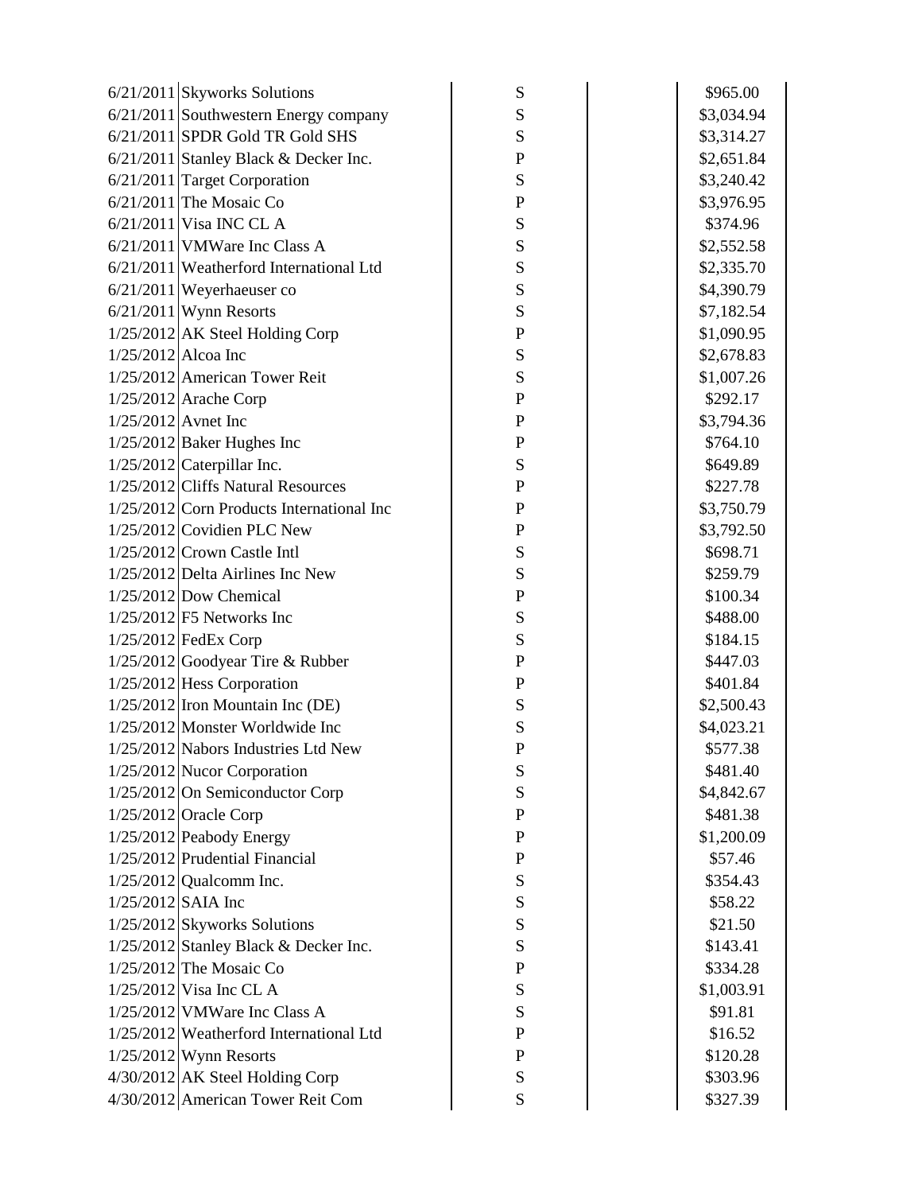| | | | | |
|---|---|---|---|---|
| 6/21/2011 | Skyworks Solutions | S | | $965.00 |
| 6/21/2011 | Southwestern Energy company | S | | $3,034.94 |
| 6/21/2011 | SPDR Gold TR Gold SHS | S | | $3,314.27 |
| 6/21/2011 | Stanley Black & Decker Inc. | P | | $2,651.84 |
| 6/21/2011 | Target Corporation | S | | $3,240.42 |
| 6/21/2011 | The Mosaic Co | P | | $3,976.95 |
| 6/21/2011 | Visa INC CL A | S | | $374.96 |
| 6/21/2011 | VMWare Inc Class A | S | | $2,552.58 |
| 6/21/2011 | Weatherford International Ltd | S | | $2,335.70 |
| 6/21/2011 | Weyerhaeuser co | S | | $4,390.79 |
| 6/21/2011 | Wynn Resorts | S | | $7,182.54 |
| 1/25/2012 | AK Steel Holding Corp | P | | $1,090.95 |
| 1/25/2012 | Alcoa Inc | S | | $2,678.83 |
| 1/25/2012 | American Tower Reit | S | | $1,007.26 |
| 1/25/2012 | Arache Corp | P | | $292.17 |
| 1/25/2012 | Avnet Inc | P | | $3,794.36 |
| 1/25/2012 | Baker Hughes Inc | P | | $764.10 |
| 1/25/2012 | Caterpillar Inc. | S | | $649.89 |
| 1/25/2012 | Cliffs Natural Resources | P | | $227.78 |
| 1/25/2012 | Corn Products International Inc | P | | $3,750.79 |
| 1/25/2012 | Covidien PLC New | P | | $3,792.50 |
| 1/25/2012 | Crown Castle Intl | S | | $698.71 |
| 1/25/2012 | Delta Airlines Inc New | S | | $259.79 |
| 1/25/2012 | Dow Chemical | P | | $100.34 |
| 1/25/2012 | F5 Networks Inc | S | | $488.00 |
| 1/25/2012 | FedEx Corp | S | | $184.15 |
| 1/25/2012 | Goodyear Tire & Rubber | P | | $447.03 |
| 1/25/2012 | Hess Corporation | P | | $401.84 |
| 1/25/2012 | Iron Mountain Inc (DE) | S | | $2,500.43 |
| 1/25/2012 | Monster Worldwide Inc | S | | $4,023.21 |
| 1/25/2012 | Nabors Industries Ltd New | P | | $577.38 |
| 1/25/2012 | Nucor Corporation | S | | $481.40 |
| 1/25/2012 | On Semiconductor Corp | S | | $4,842.67 |
| 1/25/2012 | Oracle Corp | P | | $481.38 |
| 1/25/2012 | Peabody Energy | P | | $1,200.09 |
| 1/25/2012 | Prudential Financial | P | | $57.46 |
| 1/25/2012 | Qualcomm Inc. | S | | $354.43 |
| 1/25/2012 | SAIA Inc | S | | $58.22 |
| 1/25/2012 | Skyworks Solutions | S | | $21.50 |
| 1/25/2012 | Stanley Black & Decker Inc. | S | | $143.41 |
| 1/25/2012 | The Mosaic Co | P | | $334.28 |
| 1/25/2012 | Visa Inc CL A | S | | $1,003.91 |
| 1/25/2012 | VMWare Inc Class A | S | | $91.81 |
| 1/25/2012 | Weatherford International Ltd | P | | $16.52 |
| 1/25/2012 | Wynn Resorts | P | | $120.28 |
| 4/30/2012 | AK Steel Holding Corp | S | | $303.96 |
| 4/30/2012 | American Tower Reit Com | S | | $327.39 |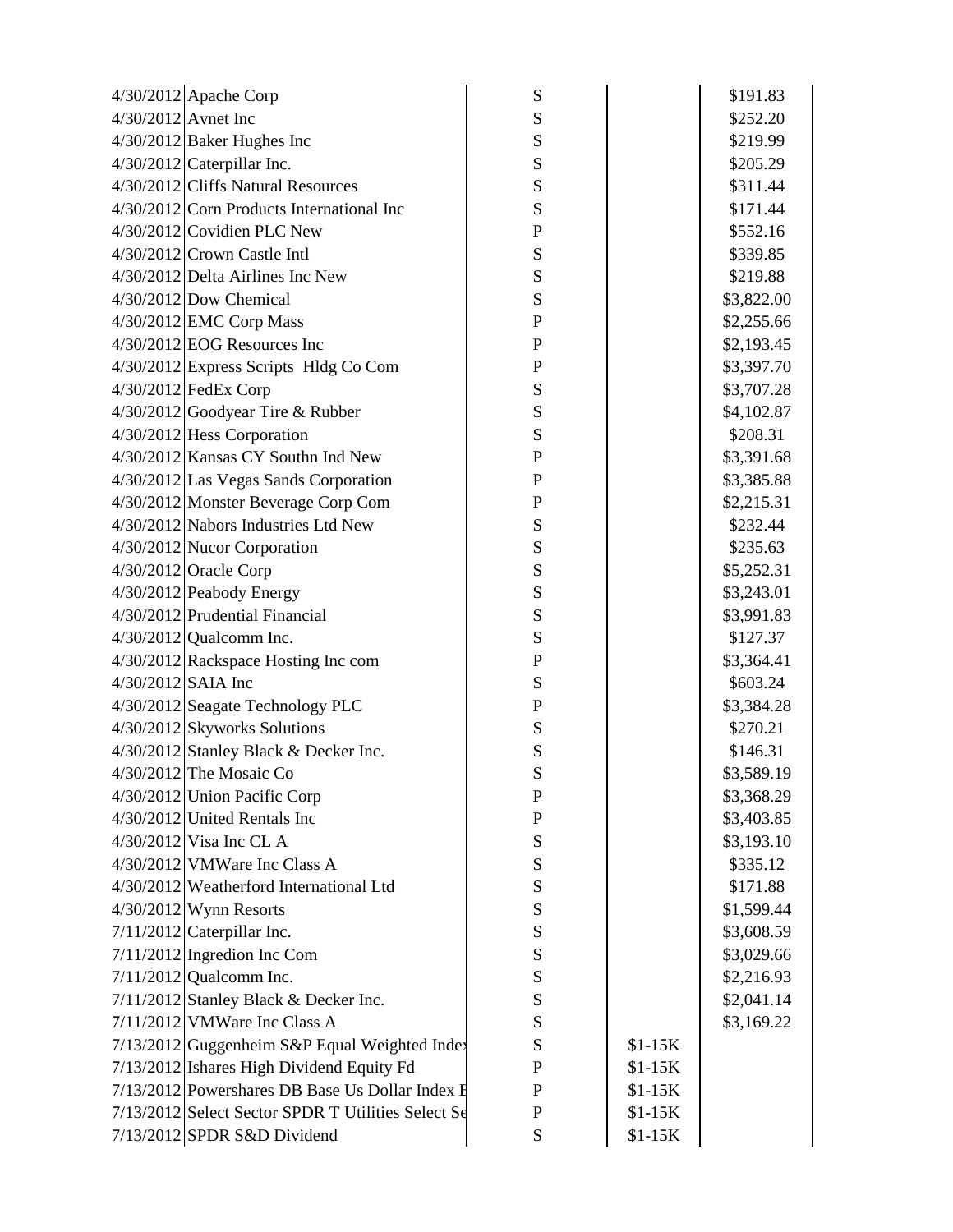| | | | | |
|---|---|---|---|---|
| 4/30/2012 | Apache Corp | S | | $191.83 |
| 4/30/2012 | Avnet Inc | S | | $252.20 |
| 4/30/2012 | Baker Hughes Inc | S | | $219.99 |
| 4/30/2012 | Caterpillar Inc. | S | | $205.29 |
| 4/30/2012 | Cliffs Natural Resources | S | | $311.44 |
| 4/30/2012 | Corn Products International Inc | S | | $171.44 |
| 4/30/2012 | Covidien PLC New | P | | $552.16 |
| 4/30/2012 | Crown Castle Intl | S | | $339.85 |
| 4/30/2012 | Delta Airlines Inc New | S | | $219.88 |
| 4/30/2012 | Dow Chemical | S | | $3,822.00 |
| 4/30/2012 | EMC Corp Mass | P | | $2,255.66 |
| 4/30/2012 | EOG Resources Inc | P | | $2,193.45 |
| 4/30/2012 | Express Scripts Hldg Co Com | P | | $3,397.70 |
| 4/30/2012 | FedEx Corp | S | | $3,707.28 |
| 4/30/2012 | Goodyear Tire & Rubber | S | | $4,102.87 |
| 4/30/2012 | Hess Corporation | S | | $208.31 |
| 4/30/2012 | Kansas CY Southn Ind New | P | | $3,391.68 |
| 4/30/2012 | Las Vegas Sands Corporation | P | | $3,385.88 |
| 4/30/2012 | Monster Beverage Corp Com | P | | $2,215.31 |
| 4/30/2012 | Nabors Industries Ltd New | S | | $232.44 |
| 4/30/2012 | Nucor Corporation | S | | $235.63 |
| 4/30/2012 | Oracle Corp | S | | $5,252.31 |
| 4/30/2012 | Peabody Energy | S | | $3,243.01 |
| 4/30/2012 | Prudential Financial | S | | $3,991.83 |
| 4/30/2012 | Qualcomm Inc. | S | | $127.37 |
| 4/30/2012 | Rackspace Hosting Inc com | P | | $3,364.41 |
| 4/30/2012 | SAIA Inc | S | | $603.24 |
| 4/30/2012 | Seagate Technology PLC | P | | $3,384.28 |
| 4/30/2012 | Skyworks Solutions | S | | $270.21 |
| 4/30/2012 | Stanley Black & Decker Inc. | S | | $146.31 |
| 4/30/2012 | The Mosaic Co | S | | $3,589.19 |
| 4/30/2012 | Union Pacific Corp | P | | $3,368.29 |
| 4/30/2012 | United Rentals Inc | P | | $3,403.85 |
| 4/30/2012 | Visa Inc CL A | S | | $3,193.10 |
| 4/30/2012 | VMWare Inc Class A | S | | $335.12 |
| 4/30/2012 | Weatherford International Ltd | S | | $171.88 |
| 4/30/2012 | Wynn Resorts | S | | $1,599.44 |
| 7/11/2012 | Caterpillar Inc. | S | | $3,608.59 |
| 7/11/2012 | Ingredion Inc Com | S | | $3,029.66 |
| 7/11/2012 | Qualcomm Inc. | S | | $2,216.93 |
| 7/11/2012 | Stanley Black & Decker Inc. | S | | $2,041.14 |
| 7/11/2012 | VMWare Inc Class A | S | | $3,169.22 |
| 7/13/2012 | Guggenheim S&P Equal Weighted Index | S | $1-15K | |
| 7/13/2012 | Ishares High Dividend Equity Fd | P | $1-15K | |
| 7/13/2012 | Powershares DB Base Us Dollar Index E | P | $1-15K | |
| 7/13/2012 | Select Sector SPDR T Utilities Select Se | P | $1-15K | |
| 7/13/2012 | SPDR S&D Dividend | S | $1-15K | |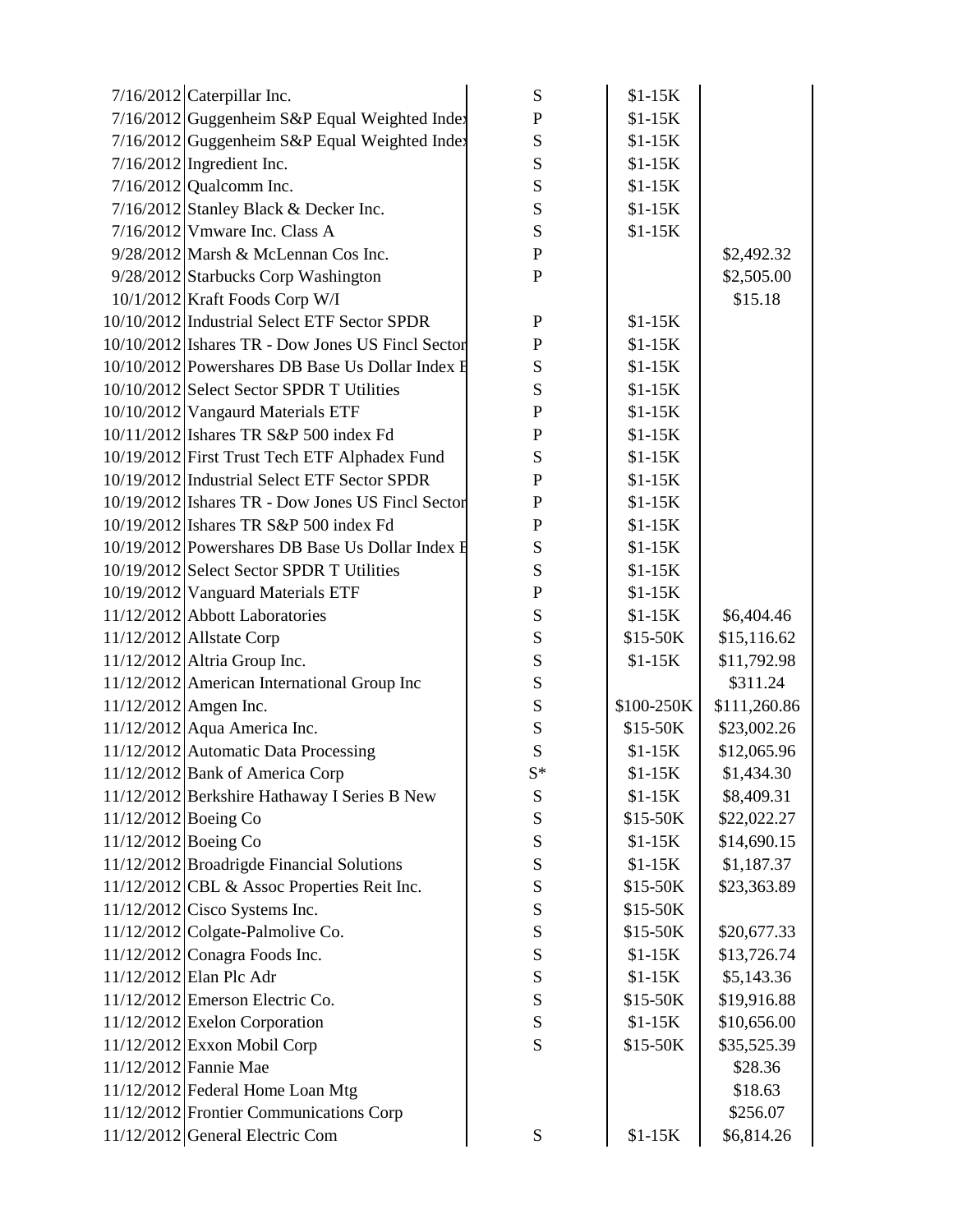| Date | Asset | Type | Amount | Value |
|---|---|---|---|---|
| 7/16/2012 | Caterpillar Inc. | S | $1-15K | |
| 7/16/2012 | Guggenheim S&P Equal Weighted Index | P | $1-15K | |
| 7/16/2012 | Guggenheim S&P Equal Weighted Index | S | $1-15K | |
| 7/16/2012 | Ingredient Inc. | S | $1-15K | |
| 7/16/2012 | Qualcomm Inc. | S | $1-15K | |
| 7/16/2012 | Stanley Black & Decker Inc. | S | $1-15K | |
| 7/16/2012 | Vmware Inc. Class A | S | $1-15K | |
| 9/28/2012 | Marsh & McLennan Cos Inc. | P | | $2,492.32 |
| 9/28/2012 | Starbucks Corp Washington | P | | $2,505.00 |
| 10/1/2012 | Kraft Foods Corp W/I | | | $15.18 |
| 10/10/2012 | Industrial Select ETF Sector SPDR | P | $1-15K | |
| 10/10/2012 | Ishares TR - Dow Jones US Fincl Sector | P | $1-15K | |
| 10/10/2012 | Powershares DB Base Us Dollar Index B | S | $1-15K | |
| 10/10/2012 | Select Sector SPDR T Utilities | S | $1-15K | |
| 10/10/2012 | Vangaurd Materials ETF | P | $1-15K | |
| 10/11/2012 | Ishares TR S&P 500 index Fd | P | $1-15K | |
| 10/19/2012 | First Trust Tech ETF Alphadex Fund | S | $1-15K | |
| 10/19/2012 | Industrial Select ETF Sector SPDR | P | $1-15K | |
| 10/19/2012 | Ishares TR - Dow Jones US Fincl Sector | P | $1-15K | |
| 10/19/2012 | Ishares TR S&P 500 index Fd | P | $1-15K | |
| 10/19/2012 | Powershares DB Base Us Dollar Index B | S | $1-15K | |
| 10/19/2012 | Select Sector SPDR T Utilities | S | $1-15K | |
| 10/19/2012 | Vanguard Materials ETF | P | $1-15K | |
| 11/12/2012 | Abbott Laboratories | S | $1-15K | $6,404.46 |
| 11/12/2012 | Allstate Corp | S | $15-50K | $15,116.62 |
| 11/12/2012 | Altria Group Inc. | S | $1-15K | $11,792.98 |
| 11/12/2012 | American International Group Inc | S | | $311.24 |
| 11/12/2012 | Amgen Inc. | S | $100-250K | $111,260.86 |
| 11/12/2012 | Aqua America Inc. | S | $15-50K | $23,002.26 |
| 11/12/2012 | Automatic Data Processing | S | $1-15K | $12,065.96 |
| 11/12/2012 | Bank of America Corp | S* | $1-15K | $1,434.30 |
| 11/12/2012 | Berkshire Hathaway I Series B New | S | $1-15K | $8,409.31 |
| 11/12/2012 | Boeing Co | S | $15-50K | $22,022.27 |
| 11/12/2012 | Boeing Co | S | $1-15K | $14,690.15 |
| 11/12/2012 | Broadrigde Financial Solutions | S | $1-15K | $1,187.37 |
| 11/12/2012 | CBL & Assoc Properties Reit Inc. | S | $15-50K | $23,363.89 |
| 11/12/2012 | Cisco Systems Inc. | S | $15-50K | |
| 11/12/2012 | Colgate-Palmolive Co. | S | $15-50K | $20,677.33 |
| 11/12/2012 | Conagra Foods Inc. | S | $1-15K | $13,726.74 |
| 11/12/2012 | Elan Plc Adr | S | $1-15K | $5,143.36 |
| 11/12/2012 | Emerson Electric Co. | S | $15-50K | $19,916.88 |
| 11/12/2012 | Exelon Corporation | S | $1-15K | $10,656.00 |
| 11/12/2012 | Exxon Mobil Corp | S | $15-50K | $35,525.39 |
| 11/12/2012 | Fannie Mae | | | $28.36 |
| 11/12/2012 | Federal Home Loan Mtg | | | $18.63 |
| 11/12/2012 | Frontier Communications Corp | | | $256.07 |
| 11/12/2012 | General Electric Com | S | $1-15K | $6,814.26 |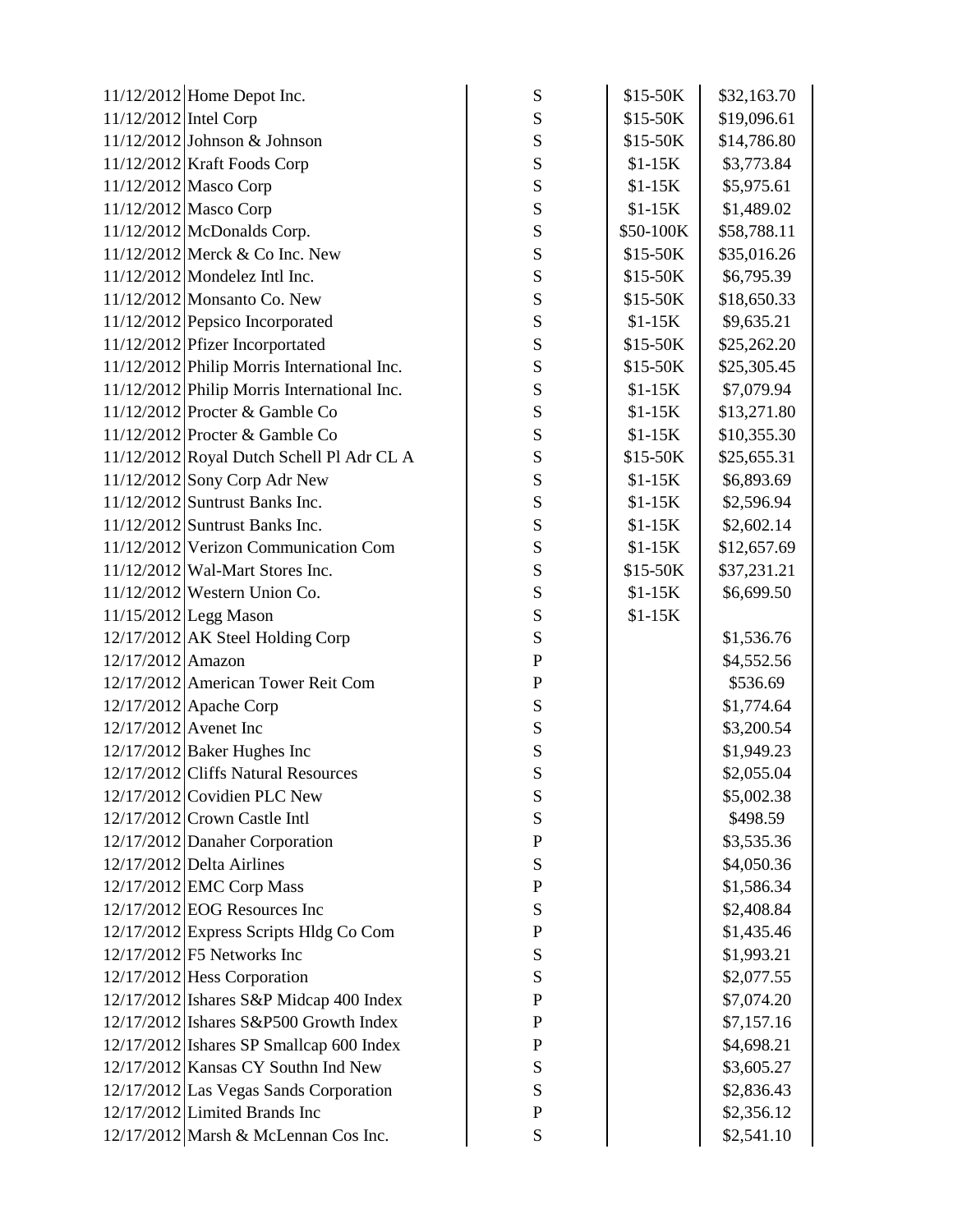| | | | | |
|---|---|---|---|---|
| 11/12/2012 | Home Depot Inc. | S | $15-50K | $32,163.70 |
| 11/12/2012 | Intel Corp | S | $15-50K | $19,096.61 |
| 11/12/2012 | Johnson & Johnson | S | $15-50K | $14,786.80 |
| 11/12/2012 | Kraft Foods Corp | S | $1-15K | $3,773.84 |
| 11/12/2012 | Masco Corp | S | $1-15K | $5,975.61 |
| 11/12/2012 | Masco Corp | S | $1-15K | $1,489.02 |
| 11/12/2012 | McDonalds Corp. | S | $50-100K | $58,788.11 |
| 11/12/2012 | Merck & Co Inc. New | S | $15-50K | $35,016.26 |
| 11/12/2012 | Mondelez Intl Inc. | S | $15-50K | $6,795.39 |
| 11/12/2012 | Monsanto Co. New | S | $15-50K | $18,650.33 |
| 11/12/2012 | Pepsico Incorporated | S | $1-15K | $9,635.21 |
| 11/12/2012 | Pfizer Incorportated | S | $15-50K | $25,262.20 |
| 11/12/2012 | Philip Morris International Inc. | S | $15-50K | $25,305.45 |
| 11/12/2012 | Philip Morris International Inc. | S | $1-15K | $7,079.94 |
| 11/12/2012 | Procter & Gamble Co | S | $1-15K | $13,271.80 |
| 11/12/2012 | Procter & Gamble Co | S | $1-15K | $10,355.30 |
| 11/12/2012 | Royal Dutch Schell Pl Adr CL A | S | $15-50K | $25,655.31 |
| 11/12/2012 | Sony Corp Adr New | S | $1-15K | $6,893.69 |
| 11/12/2012 | Suntrust Banks Inc. | S | $1-15K | $2,596.94 |
| 11/12/2012 | Suntrust Banks Inc. | S | $1-15K | $2,602.14 |
| 11/12/2012 | Verizon Communication Com | S | $1-15K | $12,657.69 |
| 11/12/2012 | Wal-Mart Stores Inc. | S | $15-50K | $37,231.21 |
| 11/12/2012 | Western Union Co. | S | $1-15K | $6,699.50 |
| 11/15/2012 | Legg Mason | S | $1-15K | |
| 12/17/2012 | AK Steel Holding Corp | S | | $1,536.76 |
| 12/17/2012 | Amazon | P | | $4,552.56 |
| 12/17/2012 | American Tower Reit Com | P | | $536.69 |
| 12/17/2012 | Apache Corp | S | | $1,774.64 |
| 12/17/2012 | Avenet Inc | S | | $3,200.54 |
| 12/17/2012 | Baker Hughes Inc | S | | $1,949.23 |
| 12/17/2012 | Cliffs Natural Resources | S | | $2,055.04 |
| 12/17/2012 | Covidien PLC New | S | | $5,002.38 |
| 12/17/2012 | Crown Castle Intl | S | | $498.59 |
| 12/17/2012 | Danaher Corporation | P | | $3,535.36 |
| 12/17/2012 | Delta Airlines | S | | $4,050.36 |
| 12/17/2012 | EMC Corp Mass | P | | $1,586.34 |
| 12/17/2012 | EOG Resources Inc | S | | $2,408.84 |
| 12/17/2012 | Express Scripts Hldg Co Com | P | | $1,435.46 |
| 12/17/2012 | F5 Networks Inc | S | | $1,993.21 |
| 12/17/2012 | Hess Corporation | S | | $2,077.55 |
| 12/17/2012 | Ishares S&P Midcap 400 Index | P | | $7,074.20 |
| 12/17/2012 | Ishares S&P500 Growth Index | P | | $7,157.16 |
| 12/17/2012 | Ishares SP Smallcap 600 Index | P | | $4,698.21 |
| 12/17/2012 | Kansas CY Southn Ind New | S | | $3,605.27 |
| 12/17/2012 | Las Vegas Sands Corporation | S | | $2,836.43 |
| 12/17/2012 | Limited Brands Inc | P | | $2,356.12 |
| 12/17/2012 | Marsh & McLennan Cos Inc. | S | | $2,541.10 |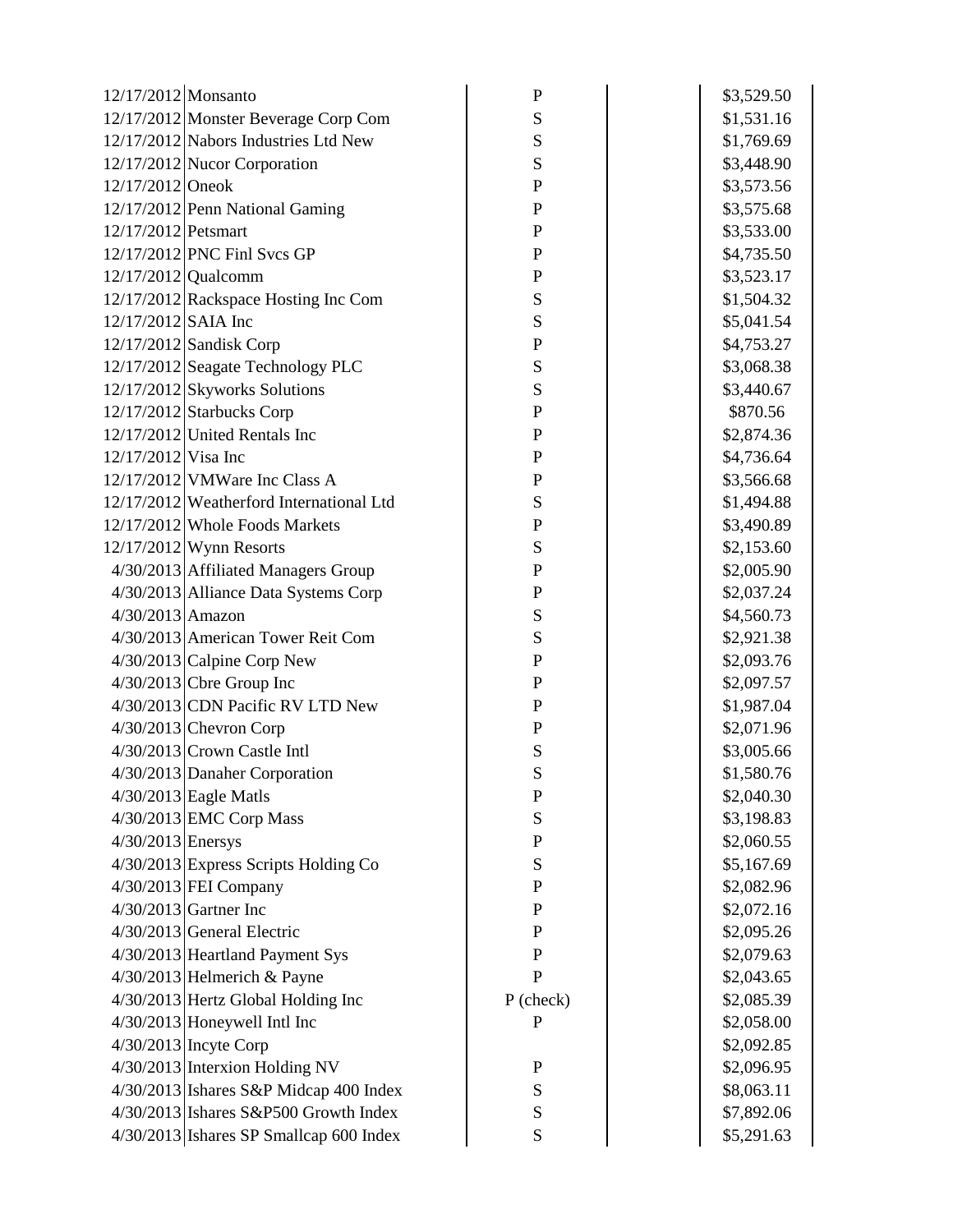| | | | | |
|---|---|---|---|---|
| 12/17/2012 | Monsanto | P | | $3,529.50 |
| 12/17/2012 | Monster Beverage Corp Com | S | | $1,531.16 |
| 12/17/2012 | Nabors Industries Ltd New | S | | $1,769.69 |
| 12/17/2012 | Nucor Corporation | S | | $3,448.90 |
| 12/17/2012 | Oneok | P | | $3,573.56 |
| 12/17/2012 | Penn National Gaming | P | | $3,575.68 |
| 12/17/2012 | Petsmart | P | | $3,533.00 |
| 12/17/2012 | PNC Finl Svcs GP | P | | $4,735.50 |
| 12/17/2012 | Qualcomm | P | | $3,523.17 |
| 12/17/2012 | Rackspace Hosting Inc Com | S | | $1,504.32 |
| 12/17/2012 | SAIA Inc | S | | $5,041.54 |
| 12/17/2012 | Sandisk Corp | P | | $4,753.27 |
| 12/17/2012 | Seagate Technology PLC | S | | $3,068.38 |
| 12/17/2012 | Skyworks Solutions | S | | $3,440.67 |
| 12/17/2012 | Starbucks Corp | P | | $870.56 |
| 12/17/2012 | United Rentals Inc | P | | $2,874.36 |
| 12/17/2012 | Visa Inc | P | | $4,736.64 |
| 12/17/2012 | VMWare Inc Class A | P | | $3,566.68 |
| 12/17/2012 | Weatherford International Ltd | S | | $1,494.88 |
| 12/17/2012 | Whole Foods Markets | P | | $3,490.89 |
| 12/17/2012 | Wynn Resorts | S | | $2,153.60 |
| 4/30/2013 | Affiliated Managers Group | P | | $2,005.90 |
| 4/30/2013 | Alliance Data Systems Corp | P | | $2,037.24 |
| 4/30/2013 | Amazon | S | | $4,560.73 |
| 4/30/2013 | American Tower Reit Com | S | | $2,921.38 |
| 4/30/2013 | Calpine Corp New | P | | $2,093.76 |
| 4/30/2013 | Cbre Group Inc | P | | $2,097.57 |
| 4/30/2013 | CDN Pacific RV LTD New | P | | $1,987.04 |
| 4/30/2013 | Chevron Corp | P | | $2,071.96 |
| 4/30/2013 | Crown Castle Intl | S | | $3,005.66 |
| 4/30/2013 | Danaher Corporation | S | | $1,580.76 |
| 4/30/2013 | Eagle Matls | P | | $2,040.30 |
| 4/30/2013 | EMC Corp Mass | S | | $3,198.83 |
| 4/30/2013 | Enersys | P | | $2,060.55 |
| 4/30/2013 | Express Scripts Holding Co | S | | $5,167.69 |
| 4/30/2013 | FEI Company | P | | $2,082.96 |
| 4/30/2013 | Gartner Inc | P | | $2,072.16 |
| 4/30/2013 | General Electric | P | | $2,095.26 |
| 4/30/2013 | Heartland Payment Sys | P | | $2,079.63 |
| 4/30/2013 | Helmerich & Payne | P | | $2,043.65 |
| 4/30/2013 | Hertz Global Holding Inc | P (check) | | $2,085.39 |
| 4/30/2013 | Honeywell Intl Inc | P | | $2,058.00 |
| 4/30/2013 | Incyte Corp | | | $2,092.85 |
| 4/30/2013 | Interxion Holding NV | P | | $2,096.95 |
| 4/30/2013 | Ishares S&P Midcap 400 Index | S | | $8,063.11 |
| 4/30/2013 | Ishares S&P500 Growth Index | S | | $7,892.06 |
| 4/30/2013 | Ishares SP Smallcap 600 Index | S | | $5,291.63 |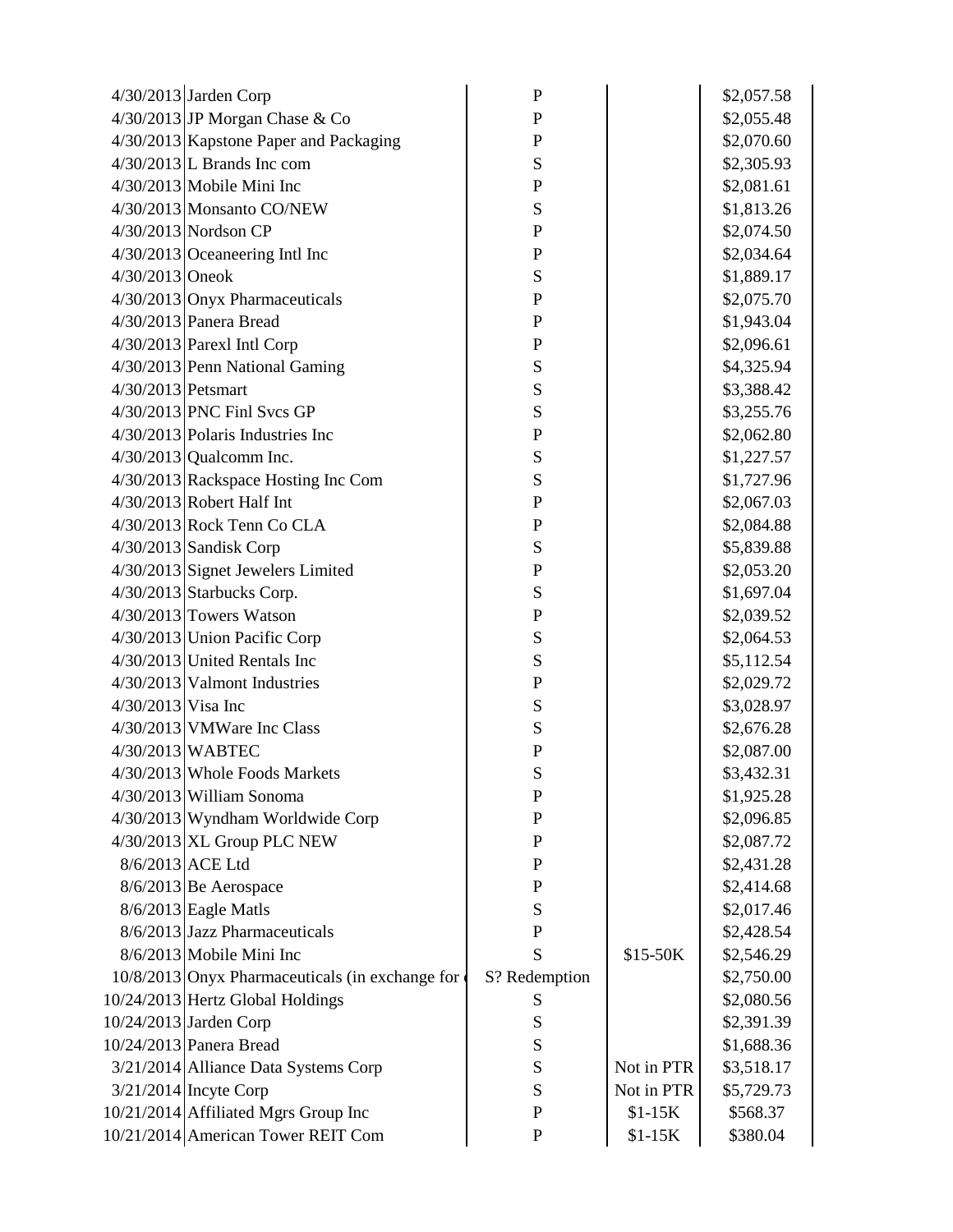| | | | | |
|---|---|---|---|---|
| 4/30/2013 | Jarden Corp | P | | $2,057.58 |
| 4/30/2013 | JP Morgan Chase & Co | P | | $2,055.48 |
| 4/30/2013 | Kapstone Paper and Packaging | P | | $2,070.60 |
| 4/30/2013 | L Brands Inc com | S | | $2,305.93 |
| 4/30/2013 | Mobile Mini Inc | P | | $2,081.61 |
| 4/30/2013 | Monsanto CO/NEW | S | | $1,813.26 |
| 4/30/2013 | Nordson CP | P | | $2,074.50 |
| 4/30/2013 | Oceaneering Intl Inc | P | | $2,034.64 |
| 4/30/2013 | Oneok | S | | $1,889.17 |
| 4/30/2013 | Onyx Pharmaceuticals | P | | $2,075.70 |
| 4/30/2013 | Panera Bread | P | | $1,943.04 |
| 4/30/2013 | Parexl Intl Corp | P | | $2,096.61 |
| 4/30/2013 | Penn National Gaming | S | | $4,325.94 |
| 4/30/2013 | Petsmart | S | | $3,388.42 |
| 4/30/2013 | PNC Finl Svcs GP | S | | $3,255.76 |
| 4/30/2013 | Polaris Industries Inc | P | | $2,062.80 |
| 4/30/2013 | Qualcomm Inc. | S | | $1,227.57 |
| 4/30/2013 | Rackspace Hosting Inc Com | S | | $1,727.96 |
| 4/30/2013 | Robert Half Int | P | | $2,067.03 |
| 4/30/2013 | Rock Tenn Co CLA | P | | $2,084.88 |
| 4/30/2013 | Sandisk Corp | S | | $5,839.88 |
| 4/30/2013 | Signet Jewelers Limited | P | | $2,053.20 |
| 4/30/2013 | Starbucks Corp. | S | | $1,697.04 |
| 4/30/2013 | Towers Watson | P | | $2,039.52 |
| 4/30/2013 | Union Pacific Corp | S | | $2,064.53 |
| 4/30/2013 | United Rentals Inc | S | | $5,112.54 |
| 4/30/2013 | Valmont Industries | P | | $2,029.72 |
| 4/30/2013 | Visa Inc | S | | $3,028.97 |
| 4/30/2013 | VMWare Inc Class | S | | $2,676.28 |
| 4/30/2013 | WABTEC | P | | $2,087.00 |
| 4/30/2013 | Whole Foods Markets | S | | $3,432.31 |
| 4/30/2013 | William Sonoma | P | | $1,925.28 |
| 4/30/2013 | Wyndham Worldwide Corp | P | | $2,096.85 |
| 4/30/2013 | XL Group PLC NEW | P | | $2,087.72 |
| 8/6/2013 | ACE Ltd | P | | $2,431.28 |
| 8/6/2013 | Be Aerospace | P | | $2,414.68 |
| 8/6/2013 | Eagle Matls | S | | $2,017.46 |
| 8/6/2013 | Jazz Pharmaceuticals | P | | $2,428.54 |
| 8/6/2013 | Mobile Mini Inc | S | $15-50K | $2,546.29 |
| 10/8/2013 | Onyx Pharmaceuticals (in exchange for | S? Redemption | | $2,750.00 |
| 10/24/2013 | Hertz Global Holdings | S | | $2,080.56 |
| 10/24/2013 | Jarden Corp | S | | $2,391.39 |
| 10/24/2013 | Panera Bread | S | | $1,688.36 |
| 3/21/2014 | Alliance Data Systems Corp | S | Not in PTR | $3,518.17 |
| 3/21/2014 | Incyte Corp | S | Not in PTR | $5,729.73 |
| 10/21/2014 | Affiliated Mgrs Group Inc | P | $1-15K | $568.37 |
| 10/21/2014 | American Tower REIT Com | P | $1-15K | $380.04 |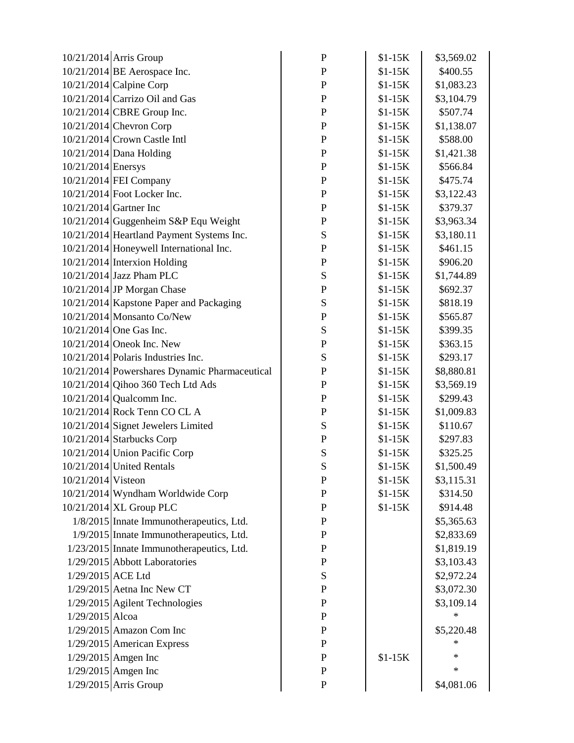| | | | | |
|---|---|---|---|---|
| 10/21/2014 | Arris Group | P | $1-15K | $3,569.02 |
| 10/21/2014 | BE Aerospace Inc. | P | $1-15K | $400.55 |
| 10/21/2014 | Calpine Corp | P | $1-15K | $1,083.23 |
| 10/21/2014 | Carrizo Oil and Gas | P | $1-15K | $3,104.79 |
| 10/21/2014 | CBRE Group Inc. | P | $1-15K | $507.74 |
| 10/21/2014 | Chevron Corp | P | $1-15K | $1,138.07 |
| 10/21/2014 | Crown Castle Intl | P | $1-15K | $588.00 |
| 10/21/2014 | Dana Holding | P | $1-15K | $1,421.38 |
| 10/21/2014 | Enersys | P | $1-15K | $566.84 |
| 10/21/2014 | FEI Company | P | $1-15K | $475.74 |
| 10/21/2014 | Foot Locker Inc. | P | $1-15K | $3,122.43 |
| 10/21/2014 | Gartner Inc | P | $1-15K | $379.37 |
| 10/21/2014 | Guggenheim S&P Equ Weight | P | $1-15K | $3,963.34 |
| 10/21/2014 | Heartland Payment Systems Inc. | S | $1-15K | $3,180.11 |
| 10/21/2014 | Honeywell International Inc. | P | $1-15K | $461.15 |
| 10/21/2014 | Interxion Holding | P | $1-15K | $906.20 |
| 10/21/2014 | Jazz Pham PLC | S | $1-15K | $1,744.89 |
| 10/21/2014 | JP Morgan Chase | P | $1-15K | $692.37 |
| 10/21/2014 | Kapstone Paper and Packaging | S | $1-15K | $818.19 |
| 10/21/2014 | Monsanto Co/New | P | $1-15K | $565.87 |
| 10/21/2014 | One Gas Inc. | S | $1-15K | $399.35 |
| 10/21/2014 | Oneok Inc. New | P | $1-15K | $363.15 |
| 10/21/2014 | Polaris Industries Inc. | S | $1-15K | $293.17 |
| 10/21/2014 | Powershares Dynamic Pharmaceutical | P | $1-15K | $8,880.81 |
| 10/21/2014 | Qihoo 360 Tech Ltd Ads | P | $1-15K | $3,569.19 |
| 10/21/2014 | Qualcomm Inc. | P | $1-15K | $299.43 |
| 10/21/2014 | Rock Tenn CO CL A | P | $1-15K | $1,009.83 |
| 10/21/2014 | Signet Jewelers Limited | S | $1-15K | $110.67 |
| 10/21/2014 | Starbucks Corp | P | $1-15K | $297.83 |
| 10/21/2014 | Union Pacific Corp | S | $1-15K | $325.25 |
| 10/21/2014 | United Rentals | S | $1-15K | $1,500.49 |
| 10/21/2014 | Visteon | P | $1-15K | $3,115.31 |
| 10/21/2014 | Wyndham Worldwide Corp | P | $1-15K | $314.50 |
| 10/21/2014 | XL Group PLC | P | $1-15K | $914.48 |
| 1/8/2015 | Innate Immunotherapeutics, Ltd. | P | | $5,365.63 |
| 1/9/2015 | Innate Immunotherapeutics, Ltd. | P | | $2,833.69 |
| 1/23/2015 | Innate Immunotherapeutics, Ltd. | P | | $1,819.19 |
| 1/29/2015 | Abbott Laboratories | P | | $3,103.43 |
| 1/29/2015 | ACE Ltd | S | | $2,972.24 |
| 1/29/2015 | Aetna Inc New CT | P | | $3,072.30 |
| 1/29/2015 | Agilent Technologies | P | | $3,109.14 |
| 1/29/2015 | Alcoa | P | | * |
| 1/29/2015 | Amazon Com Inc | P | | $5,220.48 |
| 1/29/2015 | American Express | P | | * |
| 1/29/2015 | Amgen Inc | P | $1-15K | * |
| 1/29/2015 | Amgen Inc | P | | * |
| 1/29/2015 | Arris Group | P | | $4,081.06 |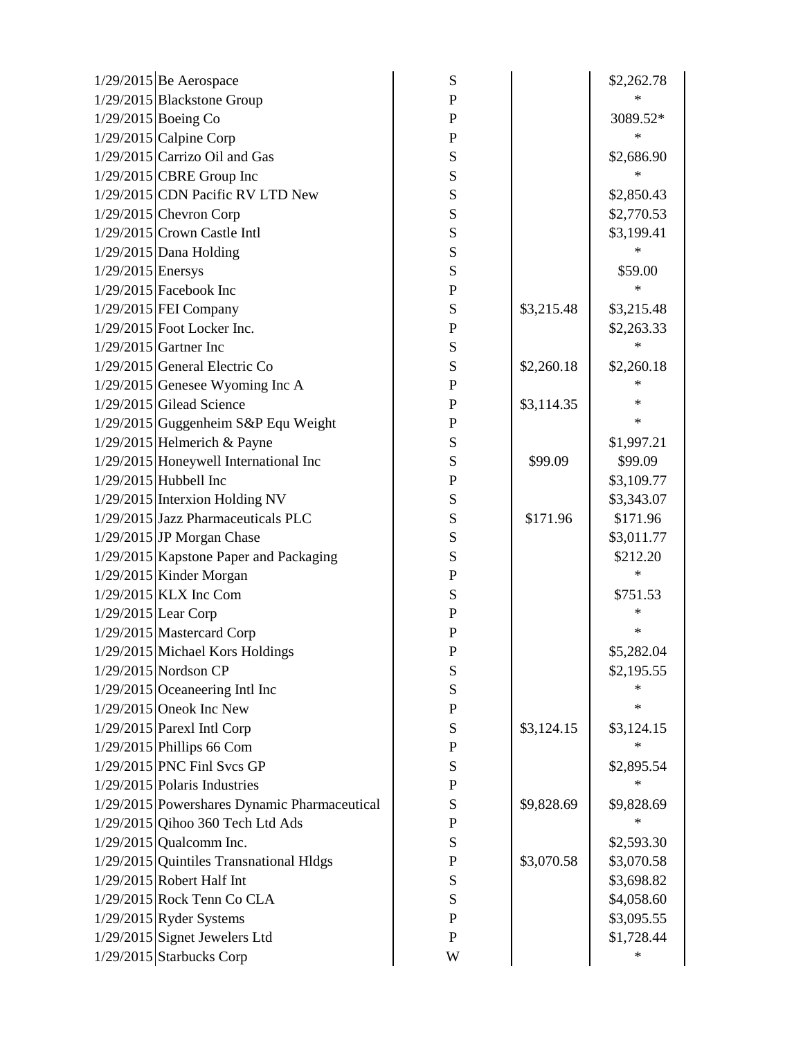| | | | | |
|---|---|---|---|---|
| 1/29/2015 | Be Aerospace | S | | $2,262.78 |
| 1/29/2015 | Blackstone Group | P | | * |
| 1/29/2015 | Boeing Co | P | | 3089.52* |
| 1/29/2015 | Calpine Corp | P | | * |
| 1/29/2015 | Carrizo Oil and Gas | S | | $2,686.90 |
| 1/29/2015 | CBRE Group Inc | S | | * |
| 1/29/2015 | CDN Pacific RV LTD New | S | | $2,850.43 |
| 1/29/2015 | Chevron Corp | S | | $2,770.53 |
| 1/29/2015 | Crown Castle Intl | S | | $3,199.41 |
| 1/29/2015 | Dana Holding | S | | * |
| 1/29/2015 | Enersys | S | | $59.00 |
| 1/29/2015 | Facebook Inc | P | | * |
| 1/29/2015 | FEI Company | S | $3,215.48 | $3,215.48 |
| 1/29/2015 | Foot Locker Inc. | P | | $2,263.33 |
| 1/29/2015 | Gartner Inc | S | | * |
| 1/29/2015 | General Electric Co | S | $2,260.18 | $2,260.18 |
| 1/29/2015 | Genesee Wyoming Inc A | P | | * |
| 1/29/2015 | Gilead Science | P | $3,114.35 | * |
| 1/29/2015 | Guggenheim S&P Equ Weight | P | | * |
| 1/29/2015 | Helmerich & Payne | S | | $1,997.21 |
| 1/29/2015 | Honeywell International Inc | S | $99.09 | $99.09 |
| 1/29/2015 | Hubbell Inc | P | | $3,109.77 |
| 1/29/2015 | Interxion Holding NV | S | | $3,343.07 |
| 1/29/2015 | Jazz Pharmaceuticals PLC | S | $171.96 | $171.96 |
| 1/29/2015 | JP Morgan Chase | S | | $3,011.77 |
| 1/29/2015 | Kapstone Paper and Packaging | S | | $212.20 |
| 1/29/2015 | Kinder Morgan | P | | * |
| 1/29/2015 | KLX Inc Com | S | | $751.53 |
| 1/29/2015 | Lear Corp | P | | * |
| 1/29/2015 | Mastercard Corp | P | | * |
| 1/29/2015 | Michael Kors Holdings | P | | $5,282.04 |
| 1/29/2015 | Nordson CP | S | | $2,195.55 |
| 1/29/2015 | Oceaneering Intl Inc | S | | * |
| 1/29/2015 | Oneok Inc New | P | | * |
| 1/29/2015 | Parexl Intl Corp | S | $3,124.15 | $3,124.15 |
| 1/29/2015 | Phillips 66 Com | P | | * |
| 1/29/2015 | PNC Finl Svcs GP | S | | $2,895.54 |
| 1/29/2015 | Polaris Industries | P | | * |
| 1/29/2015 | Powershares Dynamic Pharmaceutical | S | $9,828.69 | $9,828.69 |
| 1/29/2015 | Qihoo 360 Tech Ltd Ads | P | | * |
| 1/29/2015 | Qualcomm Inc. | S | | $2,593.30 |
| 1/29/2015 | Quintiles Transnational Hldgs | P | $3,070.58 | $3,070.58 |
| 1/29/2015 | Robert Half Int | S | | $3,698.82 |
| 1/29/2015 | Rock Tenn Co CLA | S | | $4,058.60 |
| 1/29/2015 | Ryder Systems | P | | $3,095.55 |
| 1/29/2015 | Signet Jewelers Ltd | P | | $1,728.44 |
| 1/29/2015 | Starbucks Corp | W | | * |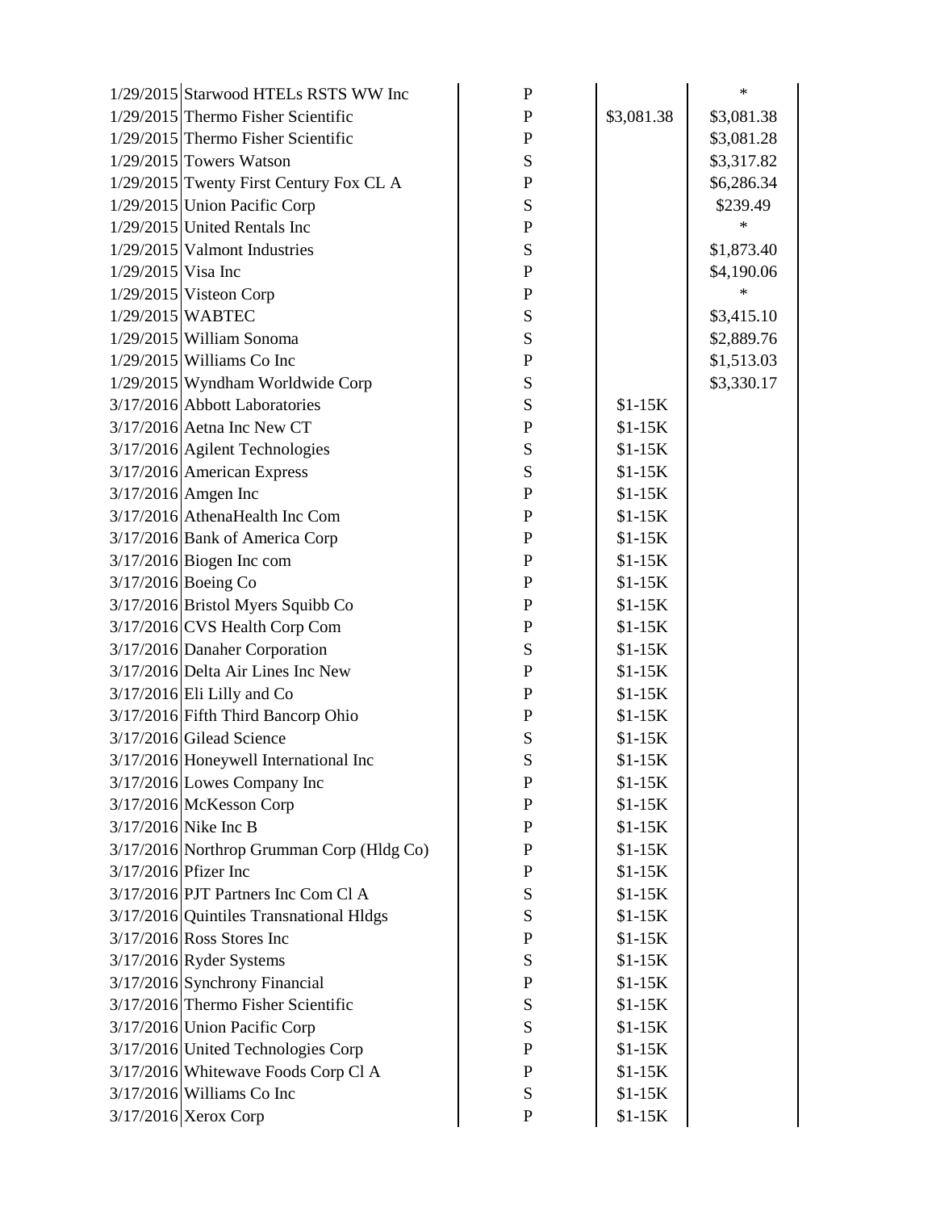| | | | | |
|---|---|---|---|---|
| 1/29/2015 | Starwood HTELs RSTS WW Inc | P | | * |
| 1/29/2015 | Thermo Fisher Scientific | P | $3,081.38 | $3,081.38 |
| 1/29/2015 | Thermo Fisher Scientific | P | | $3,081.28 |
| 1/29/2015 | Towers Watson | S | | $3,317.82 |
| 1/29/2015 | Twenty First Century Fox CL A | P | | $6,286.34 |
| 1/29/2015 | Union Pacific Corp | S | | $239.49 |
| 1/29/2015 | United Rentals Inc | P | | * |
| 1/29/2015 | Valmont Industries | S | | $1,873.40 |
| 1/29/2015 | Visa Inc | P | | $4,190.06 |
| 1/29/2015 | Visteon Corp | P | | * |
| 1/29/2015 | WABTEC | S | | $3,415.10 |
| 1/29/2015 | William Sonoma | S | | $2,889.76 |
| 1/29/2015 | Williams Co Inc | P | | $1,513.03 |
| 1/29/2015 | Wyndham Worldwide Corp | S | | $3,330.17 |
| 3/17/2016 | Abbott Laboratories | S | $1-15K | |
| 3/17/2016 | Aetna Inc New CT | P | $1-15K | |
| 3/17/2016 | Agilent Technologies | S | $1-15K | |
| 3/17/2016 | American Express | S | $1-15K | |
| 3/17/2016 | Amgen Inc | P | $1-15K | |
| 3/17/2016 | AthenaHealth Inc Com | P | $1-15K | |
| 3/17/2016 | Bank of America Corp | P | $1-15K | |
| 3/17/2016 | Biogen Inc com | P | $1-15K | |
| 3/17/2016 | Boeing Co | P | $1-15K | |
| 3/17/2016 | Bristol Myers Squibb Co | P | $1-15K | |
| 3/17/2016 | CVS Health Corp Com | P | $1-15K | |
| 3/17/2016 | Danaher Corporation | S | $1-15K | |
| 3/17/2016 | Delta Air Lines Inc New | P | $1-15K | |
| 3/17/2016 | Eli Lilly and Co | P | $1-15K | |
| 3/17/2016 | Fifth Third Bancorp Ohio | P | $1-15K | |
| 3/17/2016 | Gilead Science | S | $1-15K | |
| 3/17/2016 | Honeywell International Inc | S | $1-15K | |
| 3/17/2016 | Lowes Company Inc | P | $1-15K | |
| 3/17/2016 | McKesson Corp | P | $1-15K | |
| 3/17/2016 | Nike Inc B | P | $1-15K | |
| 3/17/2016 | Northrop Grumman Corp (Hldg Co) | P | $1-15K | |
| 3/17/2016 | Pfizer Inc | P | $1-15K | |
| 3/17/2016 | PJT Partners Inc Com Cl A | S | $1-15K | |
| 3/17/2016 | Quintiles Transnational Hldgs | S | $1-15K | |
| 3/17/2016 | Ross Stores Inc | P | $1-15K | |
| 3/17/2016 | Ryder Systems | S | $1-15K | |
| 3/17/2016 | Synchrony Financial | P | $1-15K | |
| 3/17/2016 | Thermo Fisher Scientific | S | $1-15K | |
| 3/17/2016 | Union Pacific Corp | S | $1-15K | |
| 3/17/2016 | United Technologies Corp | P | $1-15K | |
| 3/17/2016 | Whitewave Foods Corp Cl A | P | $1-15K | |
| 3/17/2016 | Williams Co Inc | S | $1-15K | |
| 3/17/2016 | Xerox Corp | P | $1-15K | |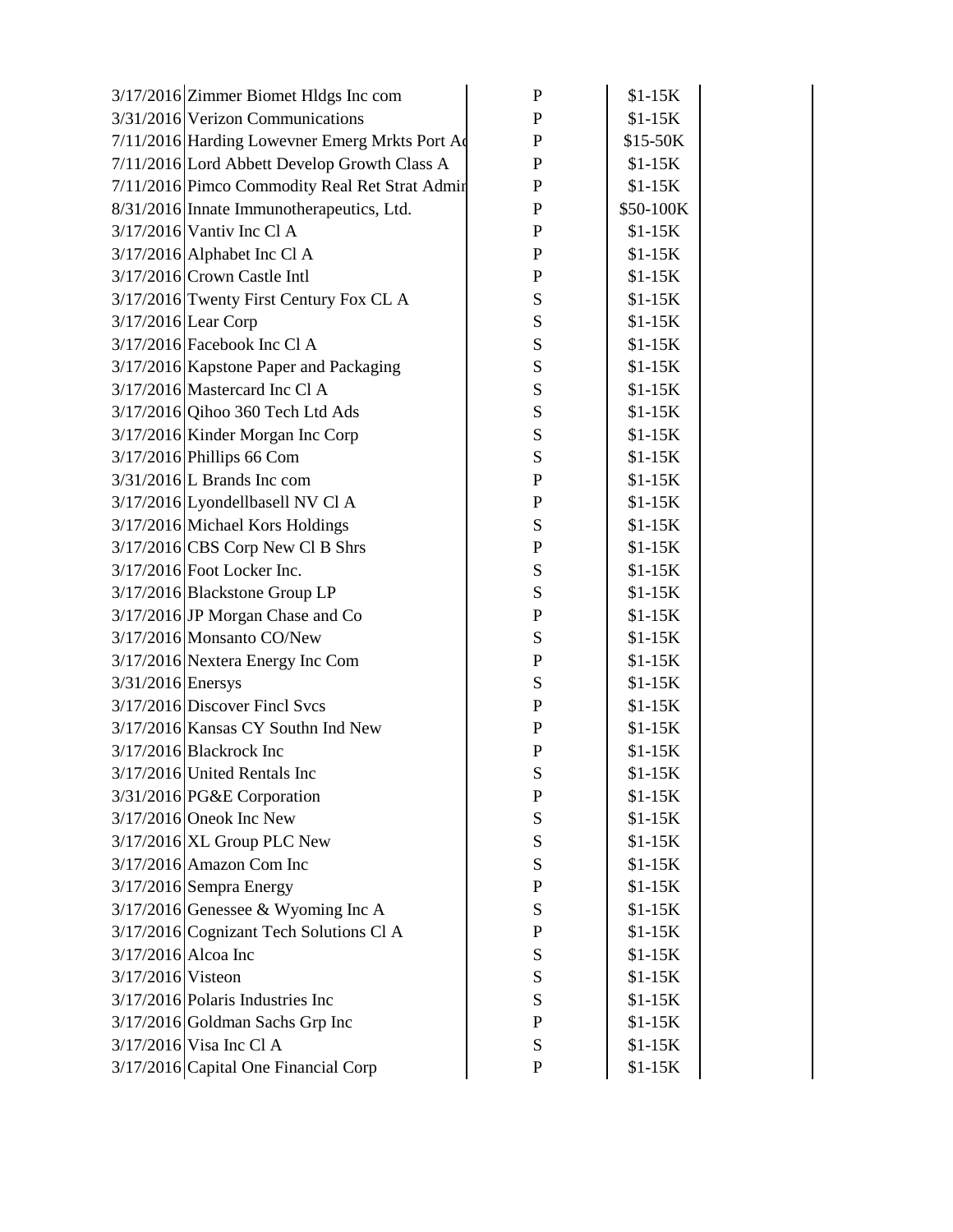| | | | | |
|---|---|---|---|---|
| 3/17/2016 | Zimmer Biomet Hldgs Inc com | P | $1-15K | |
| 3/31/2016 | Verizon Communications | P | $1-15K | |
| 7/11/2016 | Harding Lowevner Emerg Mrkts Port Ad | P | $15-50K | |
| 7/11/2016 | Lord Abbett Develop Growth Class A | P | $1-15K | |
| 7/11/2016 | Pimco Commodity Real Ret Strat Admin | P | $1-15K | |
| 8/31/2016 | Innate Immunotherapeutics, Ltd. | P | $50-100K | |
| 3/17/2016 | Vantiv Inc Cl A | P | $1-15K | |
| 3/17/2016 | Alphabet Inc Cl A | P | $1-15K | |
| 3/17/2016 | Crown Castle Intl | P | $1-15K | |
| 3/17/2016 | Twenty First Century Fox CL A | S | $1-15K | |
| 3/17/2016 | Lear Corp | S | $1-15K | |
| 3/17/2016 | Facebook Inc Cl A | S | $1-15K | |
| 3/17/2016 | Kapstone Paper and Packaging | S | $1-15K | |
| 3/17/2016 | Mastercard Inc Cl A | S | $1-15K | |
| 3/17/2016 | Qihoo 360 Tech Ltd Ads | S | $1-15K | |
| 3/17/2016 | Kinder Morgan Inc Corp | S | $1-15K | |
| 3/17/2016 | Phillips 66 Com | S | $1-15K | |
| 3/31/2016 | L Brands Inc com | P | $1-15K | |
| 3/17/2016 | Lyondellbasell NV Cl A | P | $1-15K | |
| 3/17/2016 | Michael Kors Holdings | S | $1-15K | |
| 3/17/2016 | CBS Corp New Cl B Shrs | P | $1-15K | |
| 3/17/2016 | Foot Locker Inc. | S | $1-15K | |
| 3/17/2016 | Blackstone Group LP | S | $1-15K | |
| 3/17/2016 | JP Morgan Chase and Co | P | $1-15K | |
| 3/17/2016 | Monsanto CO/New | S | $1-15K | |
| 3/17/2016 | Nextera Energy Inc Com | P | $1-15K | |
| 3/31/2016 | Enersys | S | $1-15K | |
| 3/17/2016 | Discover Fincl Svcs | P | $1-15K | |
| 3/17/2016 | Kansas CY Southn Ind New | P | $1-15K | |
| 3/17/2016 | Blackrock Inc | P | $1-15K | |
| 3/17/2016 | United Rentals Inc | S | $1-15K | |
| 3/31/2016 | PG&E Corporation | P | $1-15K | |
| 3/17/2016 | Oneok Inc New | S | $1-15K | |
| 3/17/2016 | XL Group PLC New | S | $1-15K | |
| 3/17/2016 | Amazon Com Inc | S | $1-15K | |
| 3/17/2016 | Sempra Energy | P | $1-15K | |
| 3/17/2016 | Genessee & Wyoming Inc A | S | $1-15K | |
| 3/17/2016 | Cognizant Tech Solutions Cl A | P | $1-15K | |
| 3/17/2016 | Alcoa Inc | S | $1-15K | |
| 3/17/2016 | Visteon | S | $1-15K | |
| 3/17/2016 | Polaris Industries Inc | S | $1-15K | |
| 3/17/2016 | Goldman Sachs Grp Inc | P | $1-15K | |
| 3/17/2016 | Visa Inc Cl A | S | $1-15K | |
| 3/17/2016 | Capital One Financial Corp | P | $1-15K | |